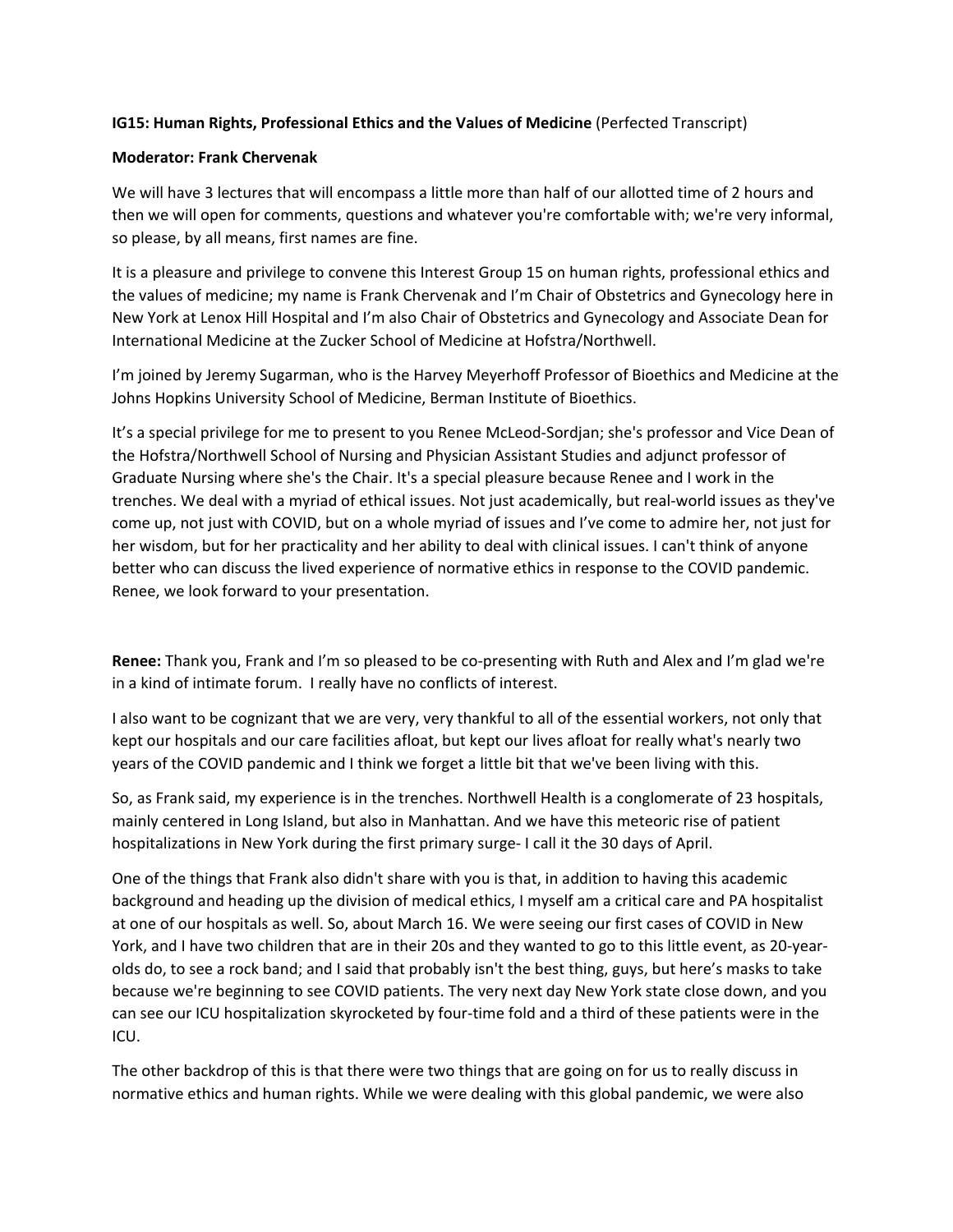**IG15: Human Rights, Professional Ethics and the Values of Medicine** (Perfected Transcript)

**Moderator: Frank Chervenak**

We will have 3 lectures that will encompass a little more than half of our allotted time of 2 hours and then we will open for comments, questions and whatever you're comfortable with; we're very informal, so please, by all means, first names are fine.

It is a pleasure and privilege to convene this Interest Group 15 on human rights, professional ethics and the values of medicine; my name is Frank Chervenak and I'm Chair of Obstetrics and Gynecology here in New York at Lenox Hill Hospital and I'm also Chair of Obstetrics and Gynecology and Associate Dean for International Medicine at the Zucker School of Medicine at Hofstra/Northwell.

I'm joined by Jeremy Sugarman, who is the Harvey Meyerhoff Professor of Bioethics and Medicine at the Johns Hopkins University School of Medicine, Berman Institute of Bioethics.

It's a special privilege for me to present to you Renee McLeod-Sordjan; she's professor and Vice Dean of the Hofstra/Northwell School of Nursing and Physician Assistant Studies and adjunct professor of Graduate Nursing where she's the Chair. It's a special pleasure because Renee and I work in the trenches. We deal with a myriad of ethical issues. Not just academically, but real-world issues as they've come up, not just with COVID, but on a whole myriad of issues and I've come to admire her, not just for her wisdom, but for her practicality and her ability to deal with clinical issues. I can't think of anyone better who can discuss the lived experience of normative ethics in response to the COVID pandemic. Renee, we look forward to your presentation.

**Renee:** Thank you, Frank and I'm so pleased to be co-presenting with Ruth and Alex and I'm glad we're in a kind of intimate forum. I really have no conflicts of interest.

I also want to be cognizant that we are very, very thankful to all of the essential workers, not only that kept our hospitals and our care facilities afloat, but kept our lives afloat for really what's nearly two years of the COVID pandemic and I think we forget a little bit that we've been living with this.

So, as Frank said, my experience is in the trenches. Northwell Health is a conglomerate of 23 hospitals, mainly centered in Long Island, but also in Manhattan. And we have this meteoric rise of patient hospitalizations in New York during the first primary surge- I call it the 30 days of April.

One of the things that Frank also didn't share with you is that, in addition to having this academic background and heading up the division of medical ethics, I myself am a critical care and PA hospitalist at one of our hospitals as well. So, about March 16. We were seeing our first cases of COVID in New York, and I have two children that are in their 20s and they wanted to go to this little event, as 20-year-olds do, to see a rock band; and I said that probably isn't the best thing, guys, but here's masks to take because we're beginning to see COVID patients. The very next day New York state close down, and you can see our ICU hospitalization skyrocketed by four-time fold and a third of these patients were in the ICU.

The other backdrop of this is that there were two things that are going on for us to really discuss in normative ethics and human rights. While we were dealing with this global pandemic, we were also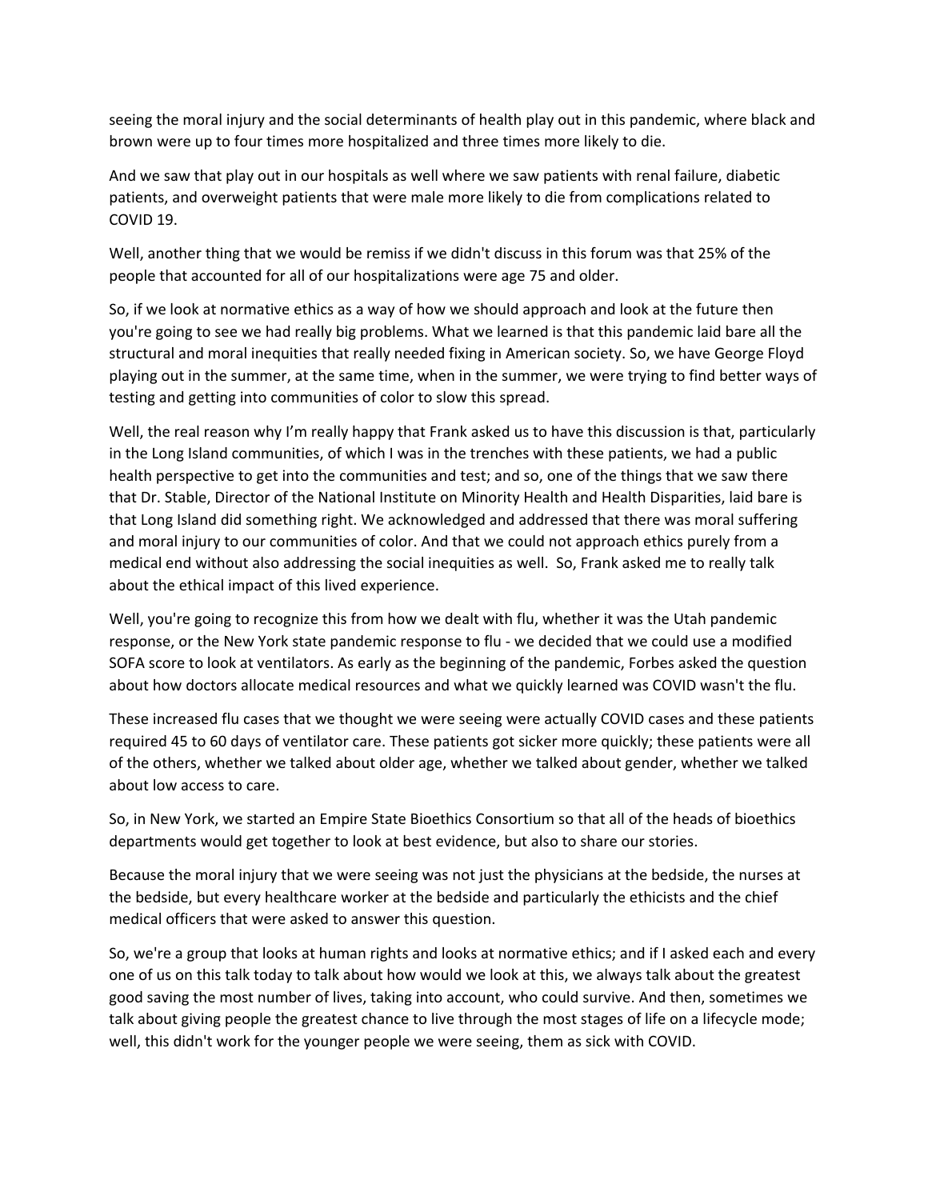seeing the moral injury and the social determinants of health play out in this pandemic, where black and brown were up to four times more hospitalized and three times more likely to die.

And we saw that play out in our hospitals as well where we saw patients with renal failure, diabetic patients, and overweight patients that were male more likely to die from complications related to COVID 19.

Well, another thing that we would be remiss if we didn't discuss in this forum was that 25% of the people that accounted for all of our hospitalizations were age 75 and older.

So, if we look at normative ethics as a way of how we should approach and look at the future then you're going to see we had really big problems. What we learned is that this pandemic laid bare all the structural and moral inequities that really needed fixing in American society. So, we have George Floyd playing out in the summer, at the same time, when in the summer, we were trying to find better ways of testing and getting into communities of color to slow this spread.

Well, the real reason why I'm really happy that Frank asked us to have this discussion is that, particularly in the Long Island communities, of which I was in the trenches with these patients, we had a public health perspective to get into the communities and test; and so, one of the things that we saw there that Dr. Stable, Director of the National Institute on Minority Health and Health Disparities, laid bare is that Long Island did something right. We acknowledged and addressed that there was moral suffering and moral injury to our communities of color. And that we could not approach ethics purely from a medical end without also addressing the social inequities as well. So, Frank asked me to really talk about the ethical impact of this lived experience.

Well, you're going to recognize this from how we dealt with flu, whether it was the Utah pandemic response, or the New York state pandemic response to flu - we decided that we could use a modified SOFA score to look at ventilators. As early as the beginning of the pandemic, Forbes asked the question about how doctors allocate medical resources and what we quickly learned was COVID wasn't the flu.

These increased flu cases that we thought we were seeing were actually COVID cases and these patients required 45 to 60 days of ventilator care. These patients got sicker more quickly; these patients were all of the others, whether we talked about older age, whether we talked about gender, whether we talked about low access to care.

So, in New York, we started an Empire State Bioethics Consortium so that all of the heads of bioethics departments would get together to look at best evidence, but also to share our stories.

Because the moral injury that we were seeing was not just the physicians at the bedside, the nurses at the bedside, but every healthcare worker at the bedside and particularly the ethicists and the chief medical officers that were asked to answer this question.

So, we're a group that looks at human rights and looks at normative ethics; and if I asked each and every one of us on this talk today to talk about how would we look at this, we always talk about the greatest good saving the most number of lives, taking into account, who could survive. And then, sometimes we talk about giving people the greatest chance to live through the most stages of life on a lifecycle mode; well, this didn't work for the younger people we were seeing, them as sick with COVID.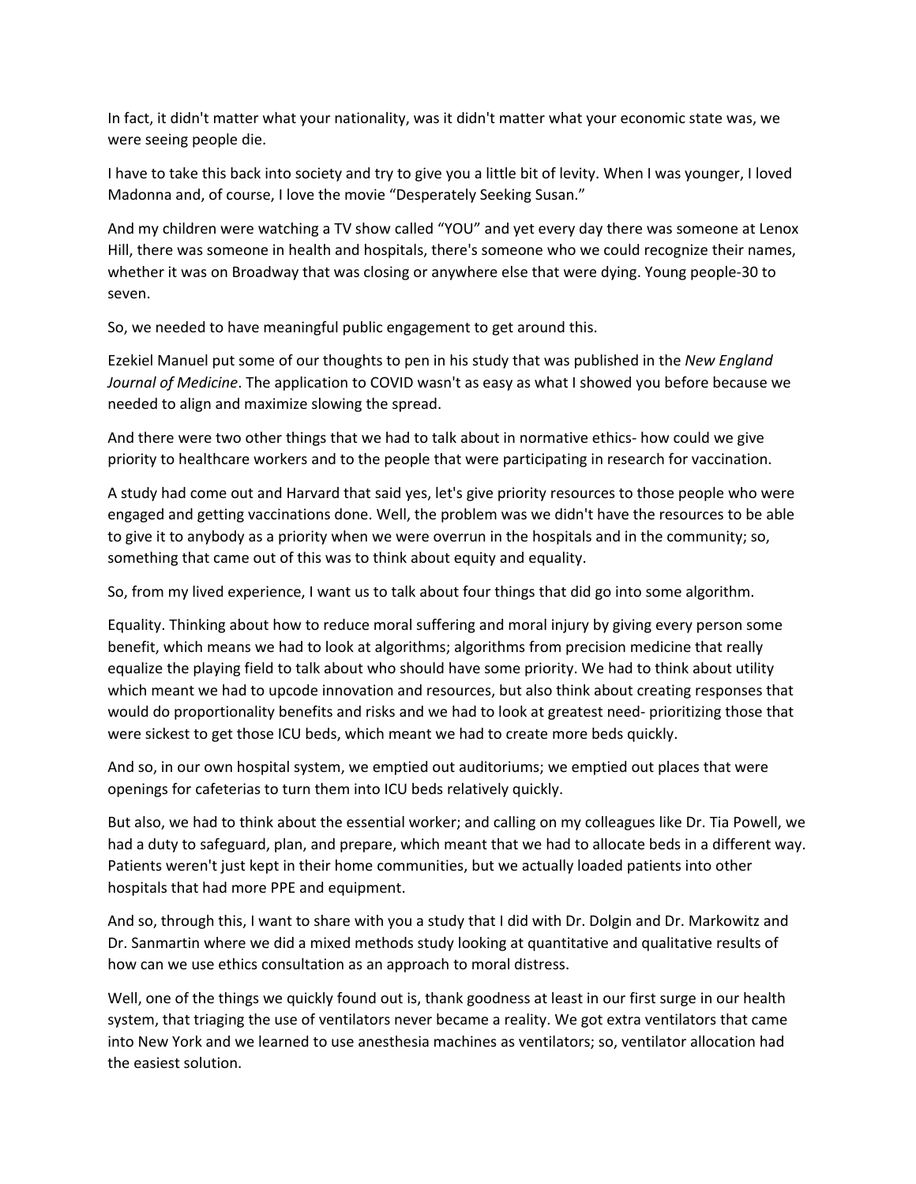In fact, it didn't matter what your nationality, was it didn't matter what your economic state was, we were seeing people die.

I have to take this back into society and try to give you a little bit of levity. When I was younger, I loved Madonna and, of course, I love the movie "Desperately Seeking Susan."

And my children were watching a TV show called "YOU" and yet every day there was someone at Lenox Hill, there was someone in health and hospitals, there's someone who we could recognize their names, whether it was on Broadway that was closing or anywhere else that were dying. Young people-30 to seven.

So, we needed to have meaningful public engagement to get around this.

Ezekiel Manuel put some of our thoughts to pen in his study that was published in the *New England Journal of Medicine*. The application to COVID wasn't as easy as what I showed you before because we needed to align and maximize slowing the spread.

And there were two other things that we had to talk about in normative ethics- how could we give priority to healthcare workers and to the people that were participating in research for vaccination.

A study had come out and Harvard that said yes, let's give priority resources to those people who were engaged and getting vaccinations done. Well, the problem was we didn't have the resources to be able to give it to anybody as a priority when we were overrun in the hospitals and in the community; so, something that came out of this was to think about equity and equality.

So, from my lived experience, I want us to talk about four things that did go into some algorithm.

Equality. Thinking about how to reduce moral suffering and moral injury by giving every person some benefit, which means we had to look at algorithms; algorithms from precision medicine that really equalize the playing field to talk about who should have some priority. We had to think about utility which meant we had to upcode innovation and resources, but also think about creating responses that would do proportionality benefits and risks and we had to look at greatest need- prioritizing those that were sickest to get those ICU beds, which meant we had to create more beds quickly.

And so, in our own hospital system, we emptied out auditoriums; we emptied out places that were openings for cafeterias to turn them into ICU beds relatively quickly.

But also, we had to think about the essential worker; and calling on my colleagues like Dr. Tia Powell, we had a duty to safeguard, plan, and prepare, which meant that we had to allocate beds in a different way. Patients weren't just kept in their home communities, but we actually loaded patients into other hospitals that had more PPE and equipment.

And so, through this, I want to share with you a study that I did with Dr. Dolgin and Dr. Markowitz and Dr. Sanmartin where we did a mixed methods study looking at quantitative and qualitative results of how can we use ethics consultation as an approach to moral distress.

Well, one of the things we quickly found out is, thank goodness at least in our first surge in our health system, that triaging the use of ventilators never became a reality. We got extra ventilators that came into New York and we learned to use anesthesia machines as ventilators; so, ventilator allocation had the easiest solution.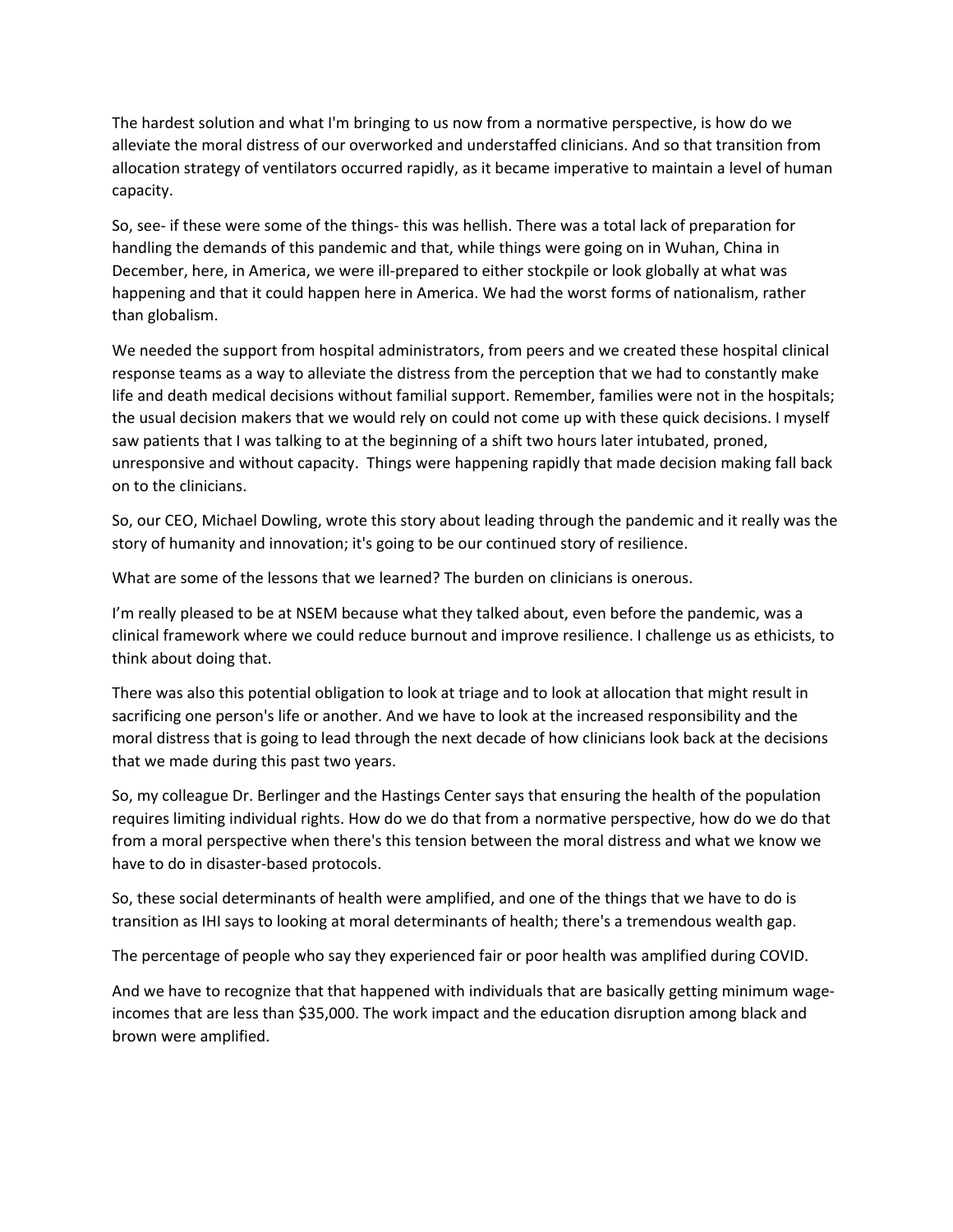The hardest solution and what I'm bringing to us now from a normative perspective, is how do we alleviate the moral distress of our overworked and understaffed clinicians. And so that transition from allocation strategy of ventilators occurred rapidly, as it became imperative to maintain a level of human capacity.

So, see- if these were some of the things- this was hellish. There was a total lack of preparation for handling the demands of this pandemic and that, while things were going on in Wuhan, China in December, here, in America, we were ill-prepared to either stockpile or look globally at what was happening and that it could happen here in America. We had the worst forms of nationalism, rather than globalism.

We needed the support from hospital administrators, from peers and we created these hospital clinical response teams as a way to alleviate the distress from the perception that we had to constantly make life and death medical decisions without familial support. Remember, families were not in the hospitals; the usual decision makers that we would rely on could not come up with these quick decisions. I myself saw patients that I was talking to at the beginning of a shift two hours later intubated, proned, unresponsive and without capacity. Things were happening rapidly that made decision making fall back on to the clinicians.

So, our CEO, Michael Dowling, wrote this story about leading through the pandemic and it really was the story of humanity and innovation; it's going to be our continued story of resilience.

What are some of the lessons that we learned? The burden on clinicians is onerous.

I'm really pleased to be at NSEM because what they talked about, even before the pandemic, was a clinical framework where we could reduce burnout and improve resilience. I challenge us as ethicists, to think about doing that.

There was also this potential obligation to look at triage and to look at allocation that might result in sacrificing one person's life or another. And we have to look at the increased responsibility and the moral distress that is going to lead through the next decade of how clinicians look back at the decisions that we made during this past two years.

So, my colleague Dr. Berlinger and the Hastings Center says that ensuring the health of the population requires limiting individual rights. How do we do that from a normative perspective, how do we do that from a moral perspective when there's this tension between the moral distress and what we know we have to do in disaster-based protocols.

So, these social determinants of health were amplified, and one of the things that we have to do is transition as IHI says to looking at moral determinants of health; there's a tremendous wealth gap.

The percentage of people who say they experienced fair or poor health was amplified during COVID.

And we have to recognize that that happened with individuals that are basically getting minimum wage-incomes that are less than $35,000. The work impact and the education disruption among black and brown were amplified.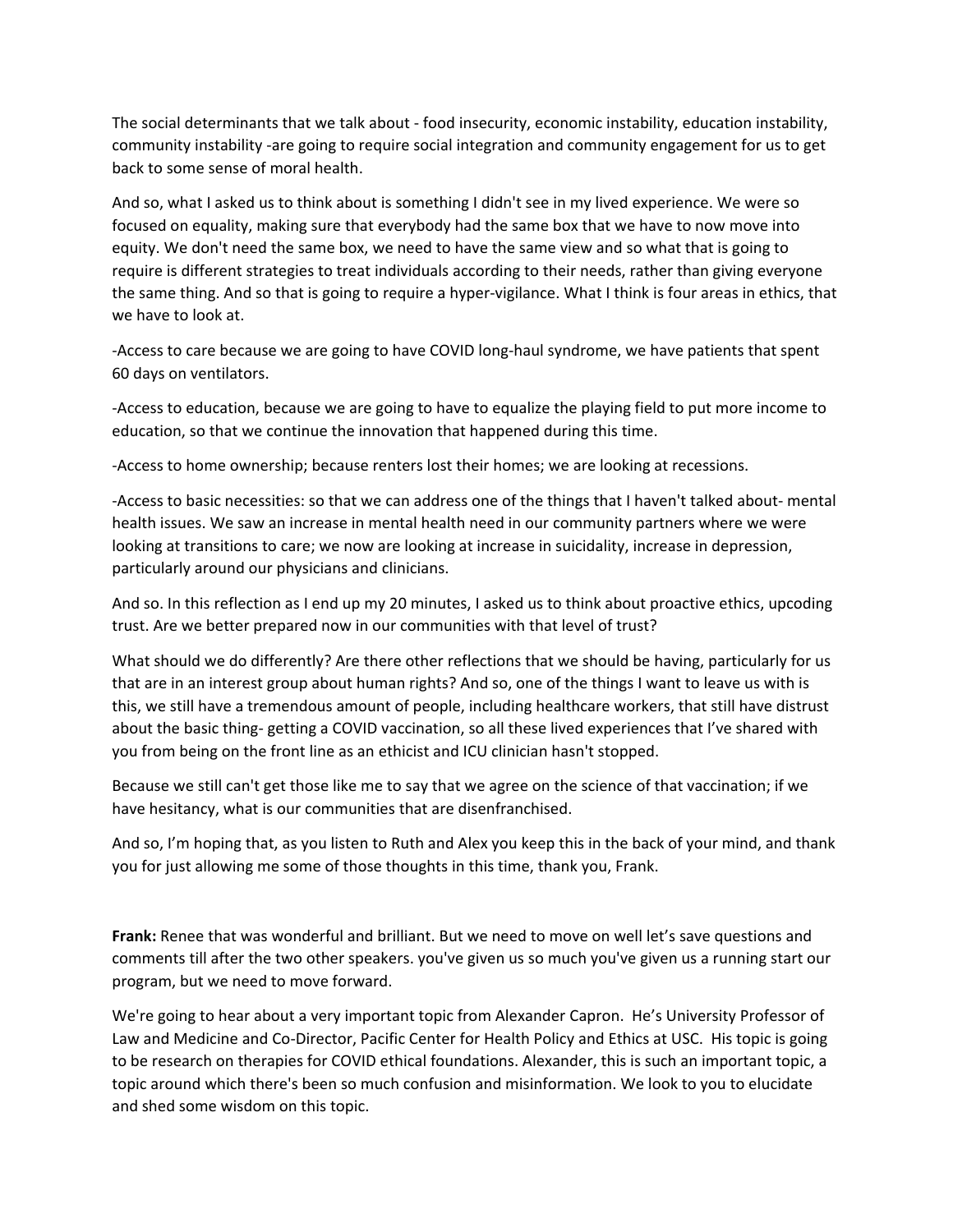The social determinants that we talk about - food insecurity, economic instability, education instability, community instability -are going to require social integration and community engagement for us to get back to some sense of moral health.

And so, what I asked us to think about is something I didn't see in my lived experience. We were so focused on equality, making sure that everybody had the same box that we have to now move into equity. We don't need the same box, we need to have the same view and so what that is going to require is different strategies to treat individuals according to their needs, rather than giving everyone the same thing. And so that is going to require a hyper-vigilance. What I think is four areas in ethics, that we have to look at.

-Access to care because we are going to have COVID long-haul syndrome, we have patients that spent 60 days on ventilators.

-Access to education, because we are going to have to equalize the playing field to put more income to education, so that we continue the innovation that happened during this time.

-Access to home ownership; because renters lost their homes; we are looking at recessions.

-Access to basic necessities: so that we can address one of the things that I haven't talked about- mental health issues. We saw an increase in mental health need in our community partners where we were looking at transitions to care; we now are looking at increase in suicidality, increase in depression, particularly around our physicians and clinicians.

And so. In this reflection as I end up my 20 minutes, I asked us to think about proactive ethics, upcoding trust. Are we better prepared now in our communities with that level of trust?

What should we do differently? Are there other reflections that we should be having, particularly for us that are in an interest group about human rights? And so, one of the things I want to leave us with is this, we still have a tremendous amount of people, including healthcare workers, that still have distrust about the basic thing- getting a COVID vaccination, so all these lived experiences that I've shared with you from being on the front line as an ethicist and ICU clinician hasn't stopped.

Because we still can't get those like me to say that we agree on the science of that vaccination; if we have hesitancy, what is our communities that are disenfranchised.

And so, I'm hoping that, as you listen to Ruth and Alex you keep this in the back of your mind, and thank you for just allowing me some of those thoughts in this time, thank you, Frank.

**Frank:** Renee that was wonderful and brilliant. But we need to move on well let's save questions and comments till after the two other speakers. you've given us so much you've given us a running start our program, but we need to move forward.

We're going to hear about a very important topic from Alexander Capron. He's University Professor of Law and Medicine and Co-Director, Pacific Center for Health Policy and Ethics at USC. His topic is going to be research on therapies for COVID ethical foundations. Alexander, this is such an important topic, a topic around which there's been so much confusion and misinformation. We look to you to elucidate and shed some wisdom on this topic.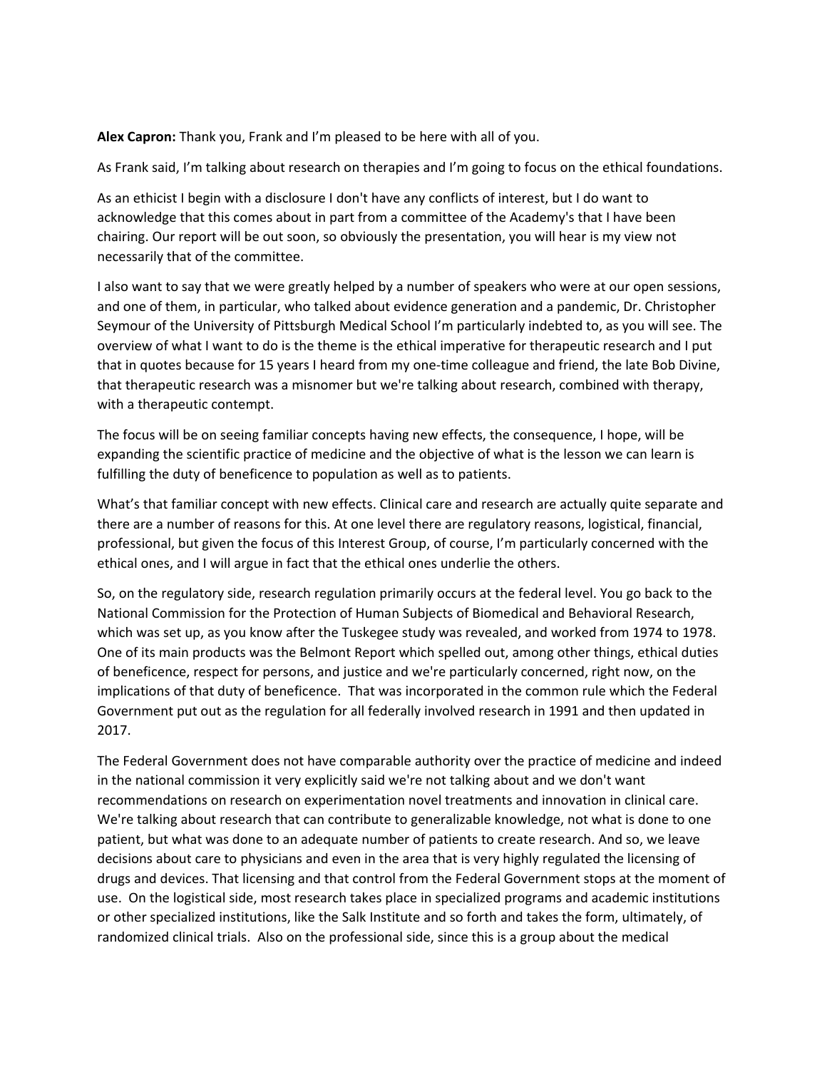**Alex Capron:** Thank you, Frank and I'm pleased to be here with all of you.

As Frank said, I'm talking about research on therapies and I'm going to focus on the ethical foundations.

As an ethicist I begin with a disclosure I don't have any conflicts of interest, but I do want to acknowledge that this comes about in part from a committee of the Academy's that I have been chairing. Our report will be out soon, so obviously the presentation, you will hear is my view not necessarily that of the committee.

I also want to say that we were greatly helped by a number of speakers who were at our open sessions, and one of them, in particular, who talked about evidence generation and a pandemic, Dr. Christopher Seymour of the University of Pittsburgh Medical School I'm particularly indebted to, as you will see. The overview of what I want to do is the theme is the ethical imperative for therapeutic research and I put that in quotes because for 15 years I heard from my one-time colleague and friend, the late Bob Divine, that therapeutic research was a misnomer but we're talking about research, combined with therapy, with a therapeutic contempt.

The focus will be on seeing familiar concepts having new effects, the consequence, I hope, will be expanding the scientific practice of medicine and the objective of what is the lesson we can learn is fulfilling the duty of beneficence to population as well as to patients.

What's that familiar concept with new effects. Clinical care and research are actually quite separate and there are a number of reasons for this. At one level there are regulatory reasons, logistical, financial, professional, but given the focus of this Interest Group, of course, I'm particularly concerned with the ethical ones, and I will argue in fact that the ethical ones underlie the others.

So, on the regulatory side, research regulation primarily occurs at the federal level. You go back to the National Commission for the Protection of Human Subjects of Biomedical and Behavioral Research, which was set up, as you know after the Tuskegee study was revealed, and worked from 1974 to 1978. One of its main products was the Belmont Report which spelled out, among other things, ethical duties of beneficence, respect for persons, and justice and we're particularly concerned, right now, on the implications of that duty of beneficence. That was incorporated in the common rule which the Federal Government put out as the regulation for all federally involved research in 1991 and then updated in 2017.

The Federal Government does not have comparable authority over the practice of medicine and indeed in the national commission it very explicitly said we're not talking about and we don't want recommendations on research on experimentation novel treatments and innovation in clinical care. We're talking about research that can contribute to generalizable knowledge, not what is done to one patient, but what was done to an adequate number of patients to create research. And so, we leave decisions about care to physicians and even in the area that is very highly regulated the licensing of drugs and devices. That licensing and that control from the Federal Government stops at the moment of use. On the logistical side, most research takes place in specialized programs and academic institutions or other specialized institutions, like the Salk Institute and so forth and takes the form, ultimately, of randomized clinical trials. Also on the professional side, since this is a group about the medical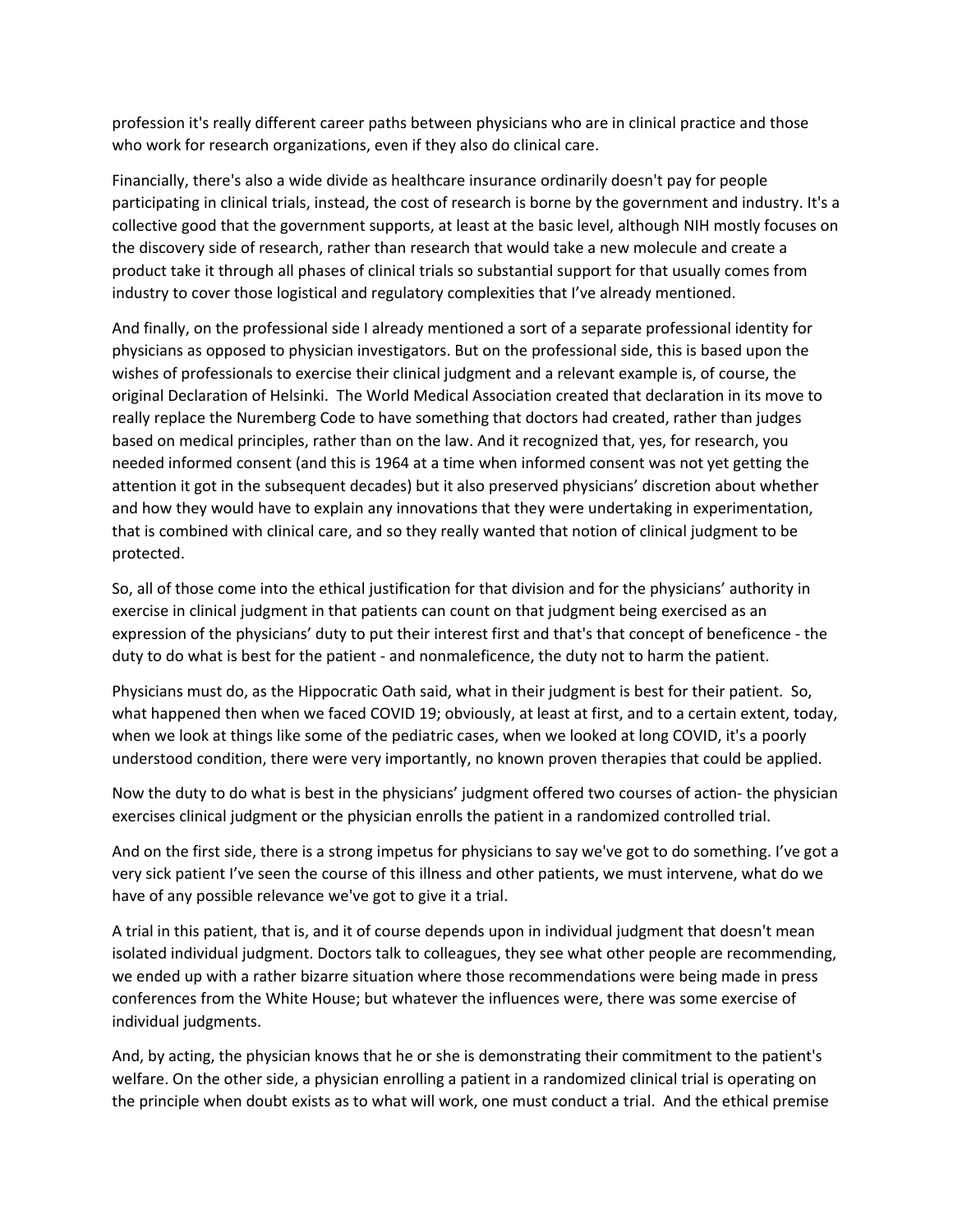profession it's really different career paths between physicians who are in clinical practice and those who work for research organizations, even if they also do clinical care.

Financially, there's also a wide divide as healthcare insurance ordinarily doesn't pay for people participating in clinical trials, instead, the cost of research is borne by the government and industry. It's a collective good that the government supports, at least at the basic level, although NIH mostly focuses on the discovery side of research, rather than research that would take a new molecule and create a product take it through all phases of clinical trials so substantial support for that usually comes from industry to cover those logistical and regulatory complexities that I've already mentioned.

And finally, on the professional side I already mentioned a sort of a separate professional identity for physicians as opposed to physician investigators. But on the professional side, this is based upon the wishes of professionals to exercise their clinical judgment and a relevant example is, of course, the original Declaration of Helsinki. The World Medical Association created that declaration in its move to really replace the Nuremberg Code to have something that doctors had created, rather than judges based on medical principles, rather than on the law. And it recognized that, yes, for research, you needed informed consent (and this is 1964 at a time when informed consent was not yet getting the attention it got in the subsequent decades) but it also preserved physicians' discretion about whether and how they would have to explain any innovations that they were undertaking in experimentation, that is combined with clinical care, and so they really wanted that notion of clinical judgment to be protected.

So, all of those come into the ethical justification for that division and for the physicians' authority in exercise in clinical judgment in that patients can count on that judgment being exercised as an expression of the physicians' duty to put their interest first and that's that concept of beneficence - the duty to do what is best for the patient - and nonmaleficence, the duty not to harm the patient.

Physicians must do, as the Hippocratic Oath said, what in their judgment is best for their patient. So, what happened then when we faced COVID 19; obviously, at least at first, and to a certain extent, today, when we look at things like some of the pediatric cases, when we looked at long COVID, it's a poorly understood condition, there were very importantly, no known proven therapies that could be applied.

Now the duty to do what is best in the physicians' judgment offered two courses of action- the physician exercises clinical judgment or the physician enrolls the patient in a randomized controlled trial.

And on the first side, there is a strong impetus for physicians to say we've got to do something. I've got a very sick patient I've seen the course of this illness and other patients, we must intervene, what do we have of any possible relevance we've got to give it a trial.

A trial in this patient, that is, and it of course depends upon in individual judgment that doesn't mean isolated individual judgment. Doctors talk to colleagues, they see what other people are recommending, we ended up with a rather bizarre situation where those recommendations were being made in press conferences from the White House; but whatever the influences were, there was some exercise of individual judgments.

And, by acting, the physician knows that he or she is demonstrating their commitment to the patient's welfare. On the other side, a physician enrolling a patient in a randomized clinical trial is operating on the principle when doubt exists as to what will work, one must conduct a trial. And the ethical premise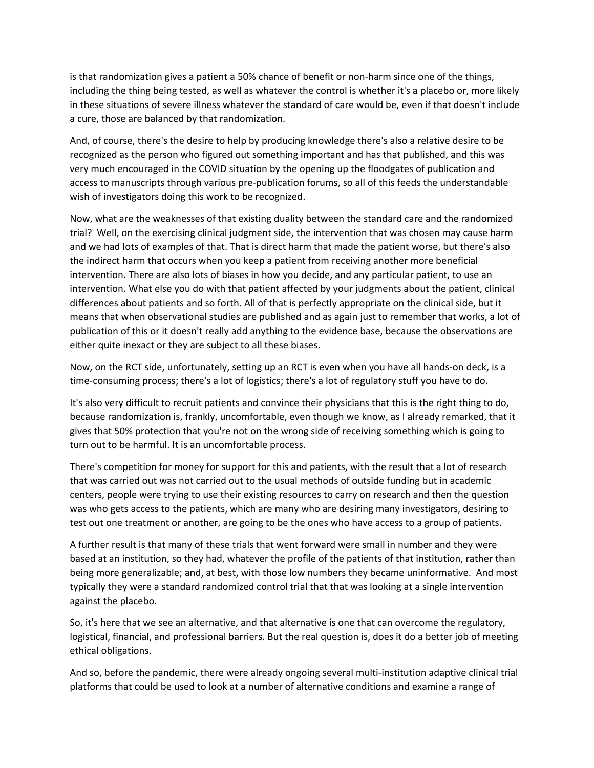is that randomization gives a patient a 50% chance of benefit or non-harm since one of the things, including the thing being tested, as well as whatever the control is whether it's a placebo or, more likely in these situations of severe illness whatever the standard of care would be, even if that doesn't include a cure, those are balanced by that randomization.

And, of course, there's the desire to help by producing knowledge there's also a relative desire to be recognized as the person who figured out something important and has that published, and this was very much encouraged in the COVID situation by the opening up the floodgates of publication and access to manuscripts through various pre-publication forums, so all of this feeds the understandable wish of investigators doing this work to be recognized.

Now, what are the weaknesses of that existing duality between the standard care and the randomized trial? Well, on the exercising clinical judgment side, the intervention that was chosen may cause harm and we had lots of examples of that. That is direct harm that made the patient worse, but there's also the indirect harm that occurs when you keep a patient from receiving another more beneficial intervention. There are also lots of biases in how you decide, and any particular patient, to use an intervention. What else you do with that patient affected by your judgments about the patient, clinical differences about patients and so forth. All of that is perfectly appropriate on the clinical side, but it means that when observational studies are published and as again just to remember that works, a lot of publication of this or it doesn't really add anything to the evidence base, because the observations are either quite inexact or they are subject to all these biases.

Now, on the RCT side, unfortunately, setting up an RCT is even when you have all hands-on deck, is a time-consuming process; there's a lot of logistics; there's a lot of regulatory stuff you have to do.

It's also very difficult to recruit patients and convince their physicians that this is the right thing to do, because randomization is, frankly, uncomfortable, even though we know, as I already remarked, that it gives that 50% protection that you're not on the wrong side of receiving something which is going to turn out to be harmful. It is an uncomfortable process.

There's competition for money for support for this and patients, with the result that a lot of research that was carried out was not carried out to the usual methods of outside funding but in academic centers, people were trying to use their existing resources to carry on research and then the question was who gets access to the patients, which are many who are desiring many investigators, desiring to test out one treatment or another, are going to be the ones who have access to a group of patients.

A further result is that many of these trials that went forward were small in number and they were based at an institution, so they had, whatever the profile of the patients of that institution, rather than being more generalizable; and, at best, with those low numbers they became uninformative. And most typically they were a standard randomized control trial that that was looking at a single intervention against the placebo.

So, it's here that we see an alternative, and that alternative is one that can overcome the regulatory, logistical, financial, and professional barriers. But the real question is, does it do a better job of meeting ethical obligations.

And so, before the pandemic, there were already ongoing several multi-institution adaptive clinical trial platforms that could be used to look at a number of alternative conditions and examine a range of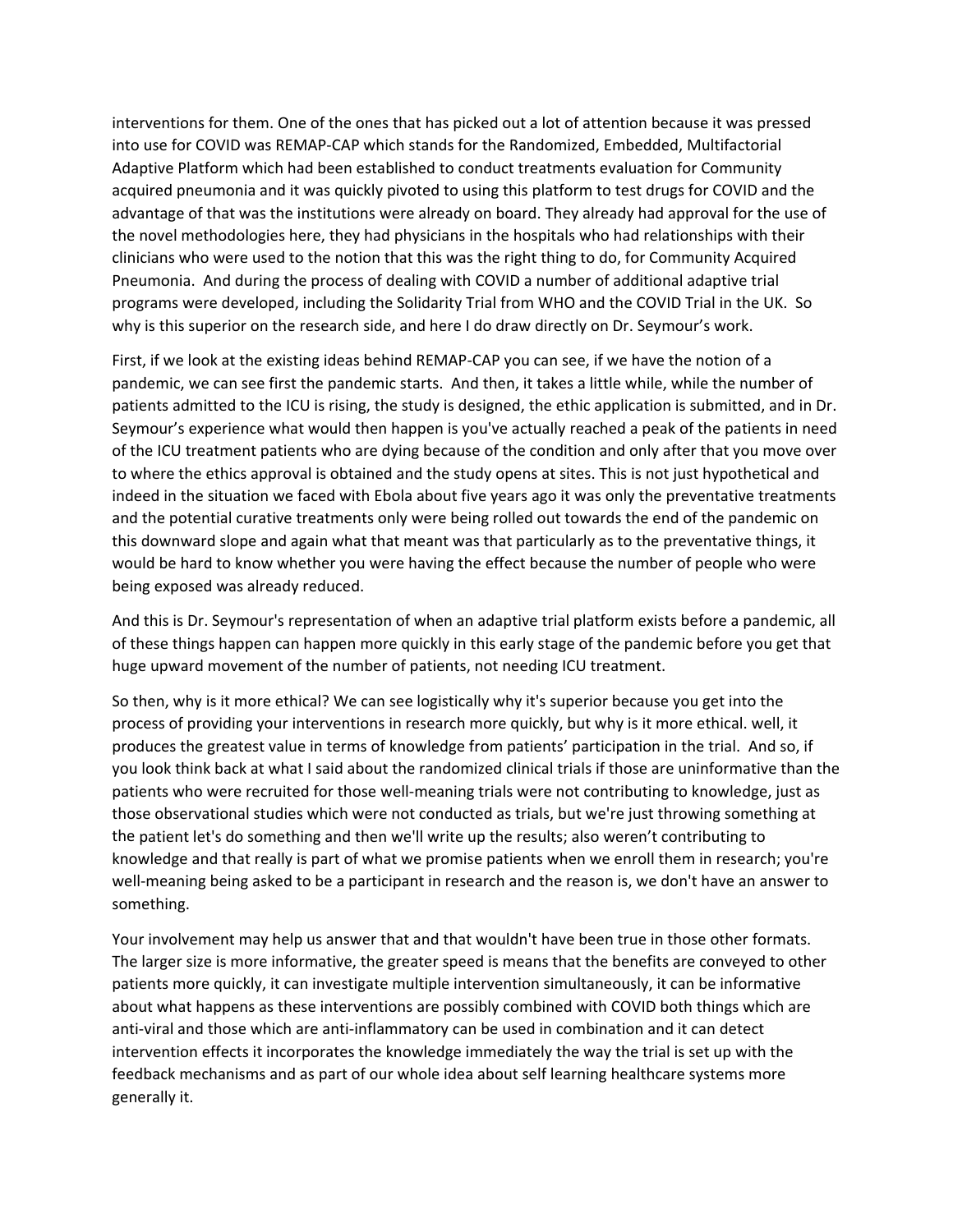interventions for them. One of the ones that has picked out a lot of attention because it was pressed into use for COVID was REMAP-CAP which stands for the Randomized, Embedded, Multifactorial Adaptive Platform which had been established to conduct treatments evaluation for Community acquired pneumonia and it was quickly pivoted to using this platform to test drugs for COVID and the advantage of that was the institutions were already on board. They already had approval for the use of the novel methodologies here, they had physicians in the hospitals who had relationships with their clinicians who were used to the notion that this was the right thing to do, for Community Acquired Pneumonia. And during the process of dealing with COVID a number of additional adaptive trial programs were developed, including the Solidarity Trial from WHO and the COVID Trial in the UK. So why is this superior on the research side, and here I do draw directly on Dr. Seymour's work.

First, if we look at the existing ideas behind REMAP-CAP you can see, if we have the notion of a pandemic, we can see first the pandemic starts. And then, it takes a little while, while the number of patients admitted to the ICU is rising, the study is designed, the ethic application is submitted, and in Dr. Seymour's experience what would then happen is you've actually reached a peak of the patients in need of the ICU treatment patients who are dying because of the condition and only after that you move over to where the ethics approval is obtained and the study opens at sites. This is not just hypothetical and indeed in the situation we faced with Ebola about five years ago it was only the preventative treatments and the potential curative treatments only were being rolled out towards the end of the pandemic on this downward slope and again what that meant was that particularly as to the preventative things, it would be hard to know whether you were having the effect because the number of people who were being exposed was already reduced.

And this is Dr. Seymour's representation of when an adaptive trial platform exists before a pandemic, all of these things happen can happen more quickly in this early stage of the pandemic before you get that huge upward movement of the number of patients, not needing ICU treatment.

So then, why is it more ethical? We can see logistically why it's superior because you get into the process of providing your interventions in research more quickly, but why is it more ethical. well, it produces the greatest value in terms of knowledge from patients' participation in the trial. And so, if you look think back at what I said about the randomized clinical trials if those are uninformative than the patients who were recruited for those well-meaning trials were not contributing to knowledge, just as those observational studies which were not conducted as trials, but we're just throwing something at the patient let's do something and then we'll write up the results; also weren't contributing to knowledge and that really is part of what we promise patients when we enroll them in research; you're well-meaning being asked to be a participant in research and the reason is, we don't have an answer to something.

Your involvement may help us answer that and that wouldn't have been true in those other formats. The larger size is more informative, the greater speed is means that the benefits are conveyed to other patients more quickly, it can investigate multiple intervention simultaneously, it can be informative about what happens as these interventions are possibly combined with COVID both things which are anti-viral and those which are anti-inflammatory can be used in combination and it can detect intervention effects it incorporates the knowledge immediately the way the trial is set up with the feedback mechanisms and as part of our whole idea about self learning healthcare systems more generally it.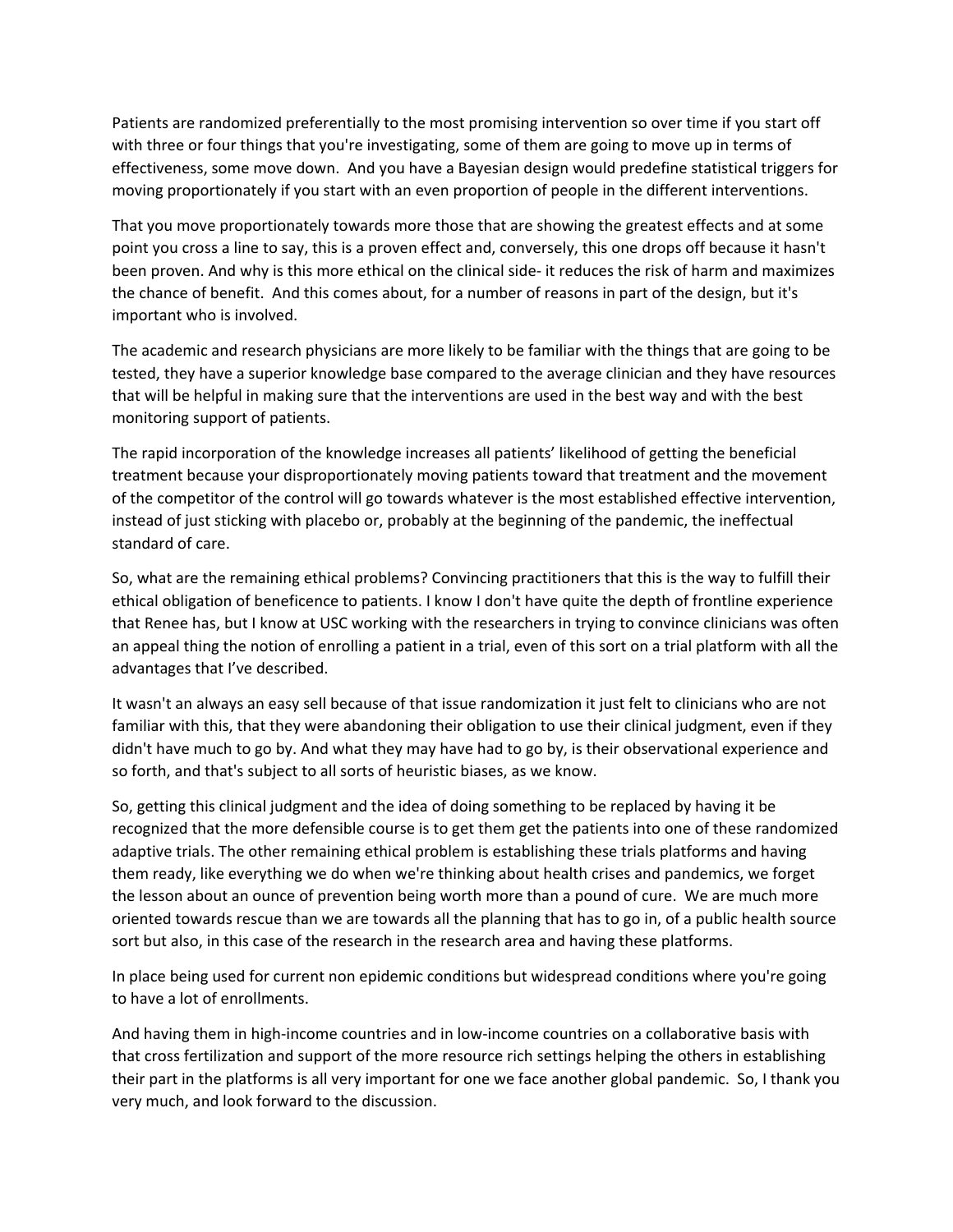Patients are randomized preferentially to the most promising intervention so over time if you start off with three or four things that you're investigating, some of them are going to move up in terms of effectiveness, some move down. And you have a Bayesian design would predefine statistical triggers for moving proportionately if you start with an even proportion of people in the different interventions.

That you move proportionately towards more those that are showing the greatest effects and at some point you cross a line to say, this is a proven effect and, conversely, this one drops off because it hasn't been proven. And why is this more ethical on the clinical side- it reduces the risk of harm and maximizes the chance of benefit. And this comes about, for a number of reasons in part of the design, but it's important who is involved.

The academic and research physicians are more likely to be familiar with the things that are going to be tested, they have a superior knowledge base compared to the average clinician and they have resources that will be helpful in making sure that the interventions are used in the best way and with the best monitoring support of patients.

The rapid incorporation of the knowledge increases all patients' likelihood of getting the beneficial treatment because your disproportionately moving patients toward that treatment and the movement of the competitor of the control will go towards whatever is the most established effective intervention, instead of just sticking with placebo or, probably at the beginning of the pandemic, the ineffectual standard of care.

So, what are the remaining ethical problems? Convincing practitioners that this is the way to fulfill their ethical obligation of beneficence to patients. I know I don't have quite the depth of frontline experience that Renee has, but I know at USC working with the researchers in trying to convince clinicians was often an appeal thing the notion of enrolling a patient in a trial, even of this sort on a trial platform with all the advantages that I've described.

It wasn't an always an easy sell because of that issue randomization it just felt to clinicians who are not familiar with this, that they were abandoning their obligation to use their clinical judgment, even if they didn't have much to go by. And what they may have had to go by, is their observational experience and so forth, and that's subject to all sorts of heuristic biases, as we know.

So, getting this clinical judgment and the idea of doing something to be replaced by having it be recognized that the more defensible course is to get them get the patients into one of these randomized adaptive trials. The other remaining ethical problem is establishing these trials platforms and having them ready, like everything we do when we're thinking about health crises and pandemics, we forget the lesson about an ounce of prevention being worth more than a pound of cure. We are much more oriented towards rescue than we are towards all the planning that has to go in, of a public health source sort but also, in this case of the research in the research area and having these platforms.

In place being used for current non epidemic conditions but widespread conditions where you're going to have a lot of enrollments.

And having them in high-income countries and in low-income countries on a collaborative basis with that cross fertilization and support of the more resource rich settings helping the others in establishing their part in the platforms is all very important for one we face another global pandemic. So, I thank you very much, and look forward to the discussion.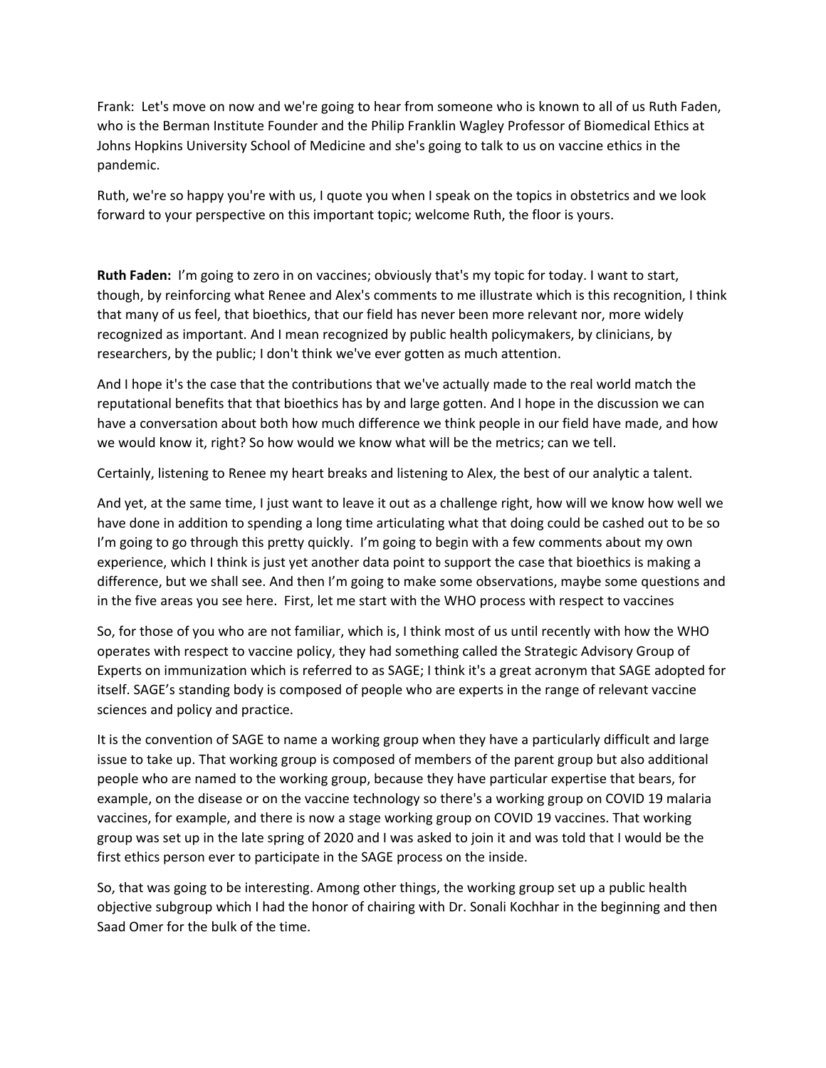Frank: Let's move on now and we're going to hear from someone who is known to all of us Ruth Faden, who is the Berman Institute Founder and the Philip Franklin Wagley Professor of Biomedical Ethics at Johns Hopkins University School of Medicine and she's going to talk to us on vaccine ethics in the pandemic.

Ruth, we're so happy you're with us, I quote you when I speak on the topics in obstetrics and we look forward to your perspective on this important topic; welcome Ruth, the floor is yours.

**Ruth Faden:** I'm going to zero in on vaccines; obviously that's my topic for today. I want to start, though, by reinforcing what Renee and Alex's comments to me illustrate which is this recognition, I think that many of us feel, that bioethics, that our field has never been more relevant nor, more widely recognized as important. And I mean recognized by public health policymakers, by clinicians, by researchers, by the public; I don't think we've ever gotten as much attention.

And I hope it's the case that the contributions that we've actually made to the real world match the reputational benefits that that bioethics has by and large gotten. And I hope in the discussion we can have a conversation about both how much difference we think people in our field have made, and how we would know it, right? So how would we know what will be the metrics; can we tell.

Certainly, listening to Renee my heart breaks and listening to Alex, the best of our analytic a talent.

And yet, at the same time, I just want to leave it out as a challenge right, how will we know how well we have done in addition to spending a long time articulating what that doing could be cashed out to be so I'm going to go through this pretty quickly. I'm going to begin with a few comments about my own experience, which I think is just yet another data point to support the case that bioethics is making a difference, but we shall see. And then I'm going to make some observations, maybe some questions and in the five areas you see here. First, let me start with the WHO process with respect to vaccines

So, for those of you who are not familiar, which is, I think most of us until recently with how the WHO operates with respect to vaccine policy, they had something called the Strategic Advisory Group of Experts on immunization which is referred to as SAGE; I think it's a great acronym that SAGE adopted for itself. SAGE's standing body is composed of people who are experts in the range of relevant vaccine sciences and policy and practice.

It is the convention of SAGE to name a working group when they have a particularly difficult and large issue to take up. That working group is composed of members of the parent group but also additional people who are named to the working group, because they have particular expertise that bears, for example, on the disease or on the vaccine technology so there's a working group on COVID 19 malaria vaccines, for example, and there is now a stage working group on COVID 19 vaccines. That working group was set up in the late spring of 2020 and I was asked to join it and was told that I would be the first ethics person ever to participate in the SAGE process on the inside.

So, that was going to be interesting. Among other things, the working group set up a public health objective subgroup which I had the honor of chairing with Dr. Sonali Kochhar in the beginning and then Saad Omer for the bulk of the time.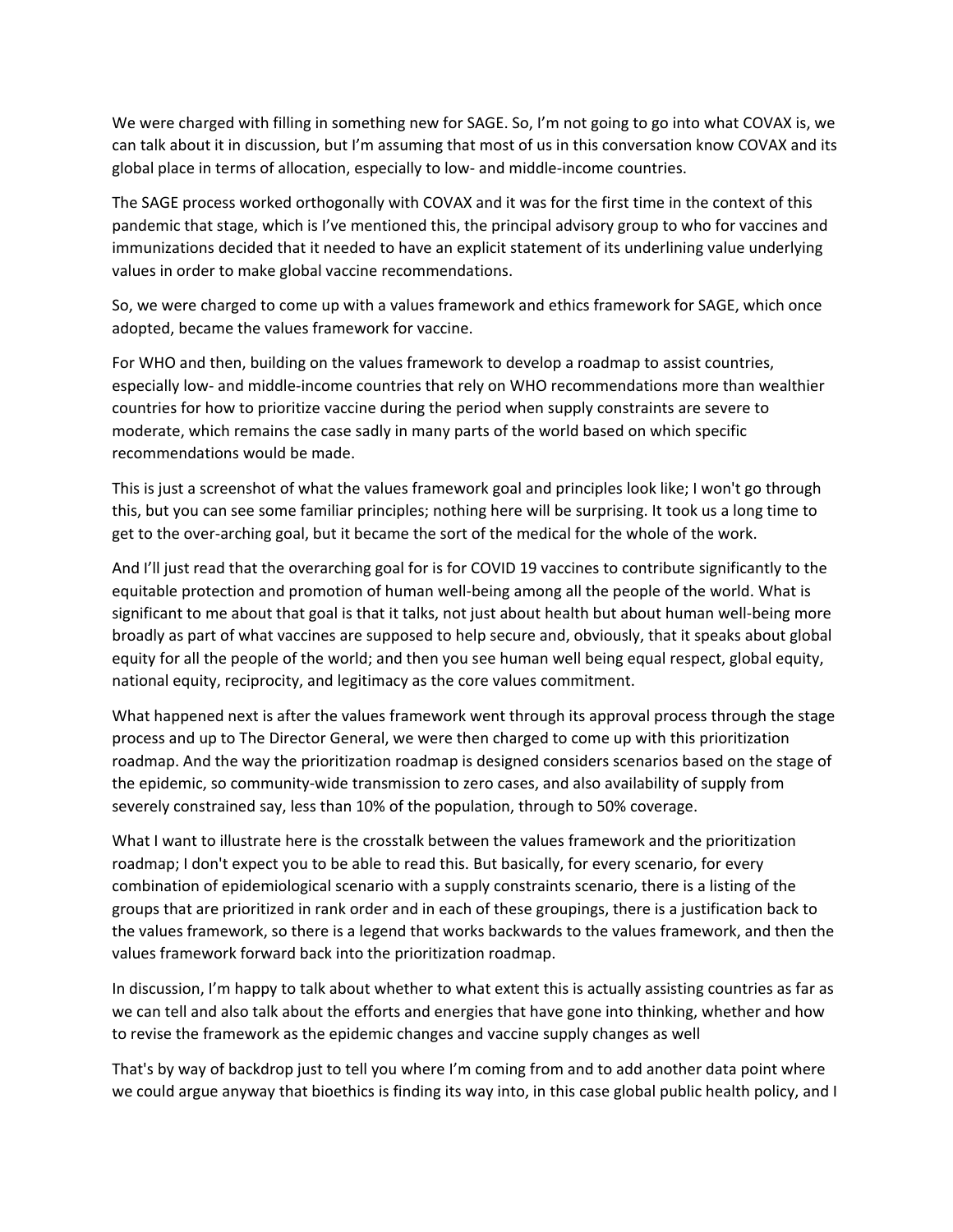We were charged with filling in something new for SAGE. So, I'm not going to go into what COVAX is, we can talk about it in discussion, but I'm assuming that most of us in this conversation know COVAX and its global place in terms of allocation, especially to low- and middle-income countries.

The SAGE process worked orthogonally with COVAX and it was for the first time in the context of this pandemic that stage, which is I've mentioned this, the principal advisory group to who for vaccines and immunizations decided that it needed to have an explicit statement of its underlining value underlying values in order to make global vaccine recommendations.

So, we were charged to come up with a values framework and ethics framework for SAGE, which once adopted, became the values framework for vaccine.

For WHO and then, building on the values framework to develop a roadmap to assist countries, especially low- and middle-income countries that rely on WHO recommendations more than wealthier countries for how to prioritize vaccine during the period when supply constraints are severe to moderate, which remains the case sadly in many parts of the world based on which specific recommendations would be made.

This is just a screenshot of what the values framework goal and principles look like; I won't go through this, but you can see some familiar principles; nothing here will be surprising. It took us a long time to get to the over-arching goal, but it became the sort of the medical for the whole of the work.

And I'll just read that the overarching goal for is for COVID 19 vaccines to contribute significantly to the equitable protection and promotion of human well-being among all the people of the world. What is significant to me about that goal is that it talks, not just about health but about human well-being more broadly as part of what vaccines are supposed to help secure and, obviously, that it speaks about global equity for all the people of the world; and then you see human well being equal respect, global equity, national equity, reciprocity, and legitimacy as the core values commitment.

What happened next is after the values framework went through its approval process through the stage process and up to The Director General, we were then charged to come up with this prioritization roadmap. And the way the prioritization roadmap is designed considers scenarios based on the stage of the epidemic, so community-wide transmission to zero cases, and also availability of supply from severely constrained say, less than 10% of the population, through to 50% coverage.

What I want to illustrate here is the crosstalk between the values framework and the prioritization roadmap; I don't expect you to be able to read this. But basically, for every scenario, for every combination of epidemiological scenario with a supply constraints scenario, there is a listing of the groups that are prioritized in rank order and in each of these groupings, there is a justification back to the values framework, so there is a legend that works backwards to the values framework, and then the values framework forward back into the prioritization roadmap.

In discussion, I'm happy to talk about whether to what extent this is actually assisting countries as far as we can tell and also talk about the efforts and energies that have gone into thinking, whether and how to revise the framework as the epidemic changes and vaccine supply changes as well

That's by way of backdrop just to tell you where I'm coming from and to add another data point where we could argue anyway that bioethics is finding its way into, in this case global public health policy, and I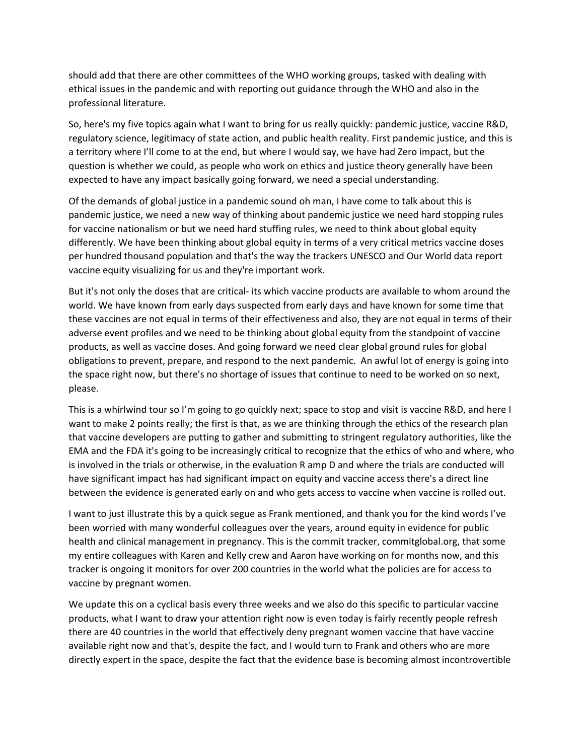should add that there are other committees of the WHO working groups, tasked with dealing with ethical issues in the pandemic and with reporting out guidance through the WHO and also in the professional literature.

So, here's my five topics again what I want to bring for us really quickly: pandemic justice, vaccine R&D, regulatory science, legitimacy of state action, and public health reality. First pandemic justice, and this is a territory where I'll come to at the end, but where I would say, we have had Zero impact, but the question is whether we could, as people who work on ethics and justice theory generally have been expected to have any impact basically going forward, we need a special understanding.

Of the demands of global justice in a pandemic sound oh man, I have come to talk about this is pandemic justice, we need a new way of thinking about pandemic justice we need hard stopping rules for vaccine nationalism or but we need hard stuffing rules, we need to think about global equity differently. We have been thinking about global equity in terms of a very critical metrics vaccine doses per hundred thousand population and that's the way the trackers UNESCO and Our World data report vaccine equity visualizing for us and they're important work.

But it's not only the doses that are critical- its which vaccine products are available to whom around the world. We have known from early days suspected from early days and have known for some time that these vaccines are not equal in terms of their effectiveness and also, they are not equal in terms of their adverse event profiles and we need to be thinking about global equity from the standpoint of vaccine products, as well as vaccine doses. And going forward we need clear global ground rules for global obligations to prevent, prepare, and respond to the next pandemic. An awful lot of energy is going into the space right now, but there's no shortage of issues that continue to need to be worked on so next, please.

This is a whirlwind tour so I'm going to go quickly next; space to stop and visit is vaccine R&D, and here I want to make 2 points really; the first is that, as we are thinking through the ethics of the research plan that vaccine developers are putting to gather and submitting to stringent regulatory authorities, like the EMA and the FDA it's going to be increasingly critical to recognize that the ethics of who and where, who is involved in the trials or otherwise, in the evaluation R amp D and where the trials are conducted will have significant impact has had significant impact on equity and vaccine access there's a direct line between the evidence is generated early on and who gets access to vaccine when vaccine is rolled out.

I want to just illustrate this by a quick segue as Frank mentioned, and thank you for the kind words I've been worried with many wonderful colleagues over the years, around equity in evidence for public health and clinical management in pregnancy. This is the commit tracker, commitglobal.org, that some my entire colleagues with Karen and Kelly crew and Aaron have working on for months now, and this tracker is ongoing it monitors for over 200 countries in the world what the policies are for access to vaccine by pregnant women.

We update this on a cyclical basis every three weeks and we also do this specific to particular vaccine products, what I want to draw your attention right now is even today is fairly recently people refresh there are 40 countries in the world that effectively deny pregnant women vaccine that have vaccine available right now and that's, despite the fact, and I would turn to Frank and others who are more directly expert in the space, despite the fact that the evidence base is becoming almost incontrovertible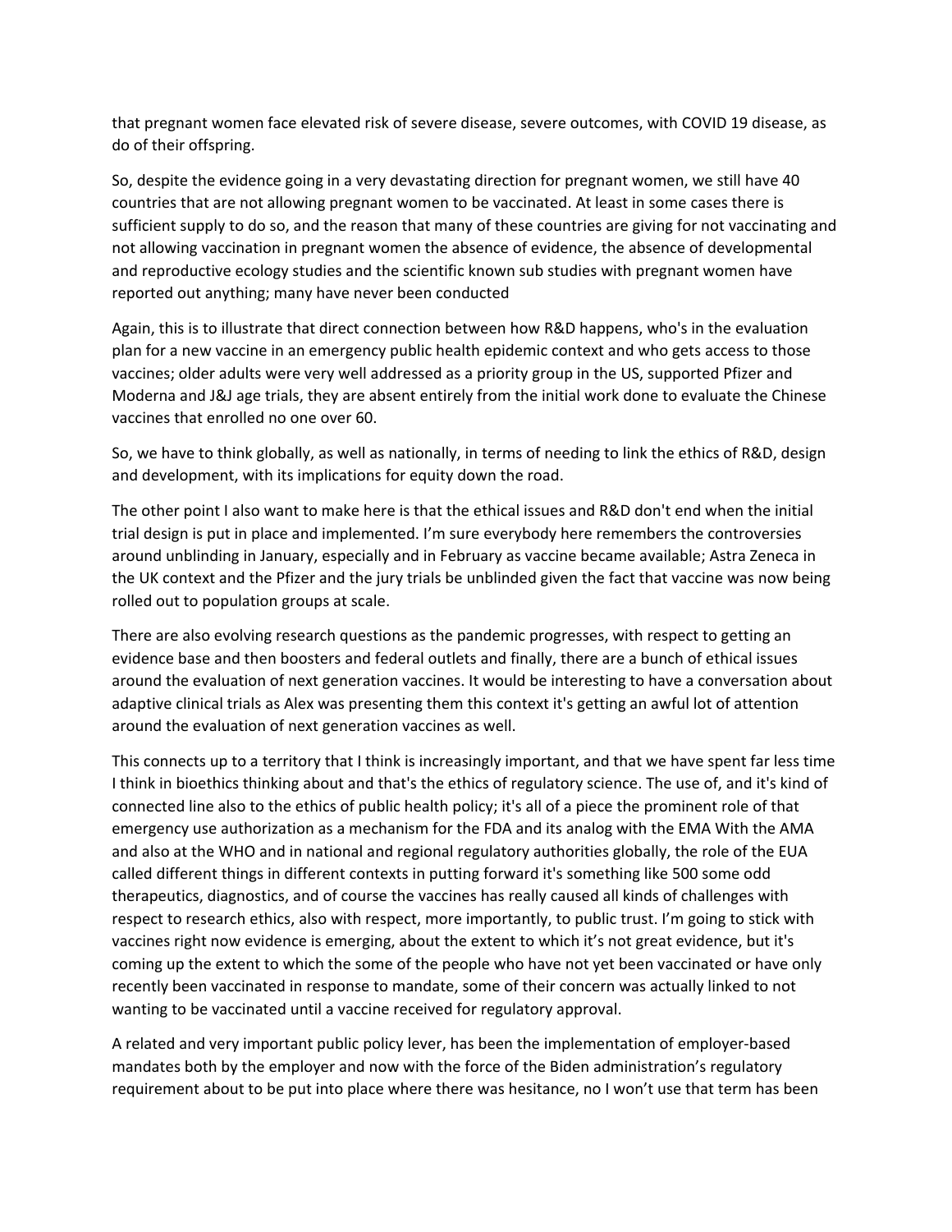that pregnant women face elevated risk of severe disease, severe outcomes, with COVID 19 disease, as do of their offspring.

So, despite the evidence going in a very devastating direction for pregnant women, we still have 40 countries that are not allowing pregnant women to be vaccinated. At least in some cases there is sufficient supply to do so, and the reason that many of these countries are giving for not vaccinating and not allowing vaccination in pregnant women the absence of evidence, the absence of developmental and reproductive ecology studies and the scientific known sub studies with pregnant women have reported out anything; many have never been conducted

Again, this is to illustrate that direct connection between how R&D happens, who's in the evaluation plan for a new vaccine in an emergency public health epidemic context and who gets access to those vaccines; older adults were very well addressed as a priority group in the US, supported Pfizer and Moderna and J&J age trials, they are absent entirely from the initial work done to evaluate the Chinese vaccines that enrolled no one over 60.

So, we have to think globally, as well as nationally, in terms of needing to link the ethics of R&D, design and development, with its implications for equity down the road.

The other point I also want to make here is that the ethical issues and R&D don't end when the initial trial design is put in place and implemented. I'm sure everybody here remembers the controversies around unblinding in January, especially and in February as vaccine became available; Astra Zeneca in the UK context and the Pfizer and the jury trials be unblinded given the fact that vaccine was now being rolled out to population groups at scale.

There are also evolving research questions as the pandemic progresses, with respect to getting an evidence base and then boosters and federal outlets and finally, there are a bunch of ethical issues around the evaluation of next generation vaccines. It would be interesting to have a conversation about adaptive clinical trials as Alex was presenting them this context it's getting an awful lot of attention around the evaluation of next generation vaccines as well.

This connects up to a territory that I think is increasingly important, and that we have spent far less time I think in bioethics thinking about and that's the ethics of regulatory science. The use of, and it's kind of connected line also to the ethics of public health policy; it's all of a piece the prominent role of that emergency use authorization as a mechanism for the FDA and its analog with the EMA With the AMA and also at the WHO and in national and regional regulatory authorities globally, the role of the EUA called different things in different contexts in putting forward it's something like 500 some odd therapeutics, diagnostics, and of course the vaccines has really caused all kinds of challenges with respect to research ethics, also with respect, more importantly, to public trust. I'm going to stick with vaccines right now evidence is emerging, about the extent to which it's not great evidence, but it's coming up the extent to which the some of the people who have not yet been vaccinated or have only recently been vaccinated in response to mandate, some of their concern was actually linked to not wanting to be vaccinated until a vaccine received for regulatory approval.

A related and very important public policy lever, has been the implementation of employer-based mandates both by the employer and now with the force of the Biden administration's regulatory requirement about to be put into place where there was hesitance, no I won't use that term has been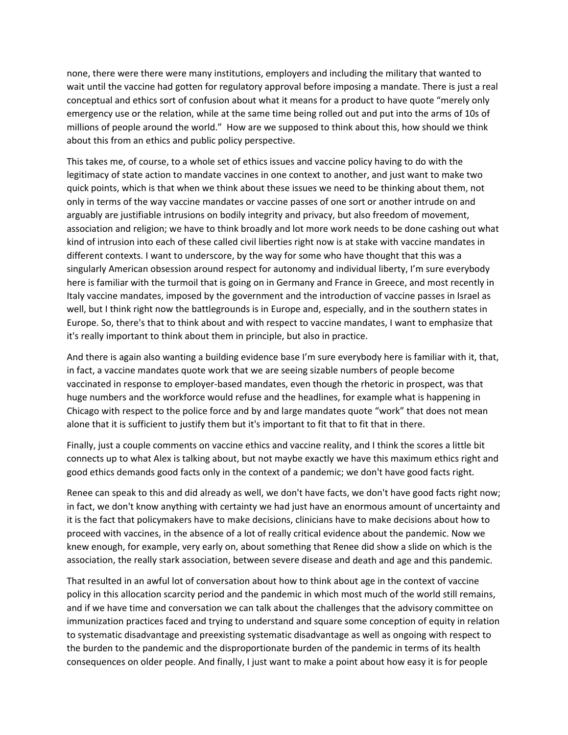none, there were there were many institutions, employers and including the military that wanted to wait until the vaccine had gotten for regulatory approval before imposing a mandate. There is just a real conceptual and ethics sort of confusion about what it means for a product to have quote "merely only emergency use or the relation, while at the same time being rolled out and put into the arms of 10s of millions of people around the world." How are we supposed to think about this, how should we think about this from an ethics and public policy perspective.

This takes me, of course, to a whole set of ethics issues and vaccine policy having to do with the legitimacy of state action to mandate vaccines in one context to another, and just want to make two quick points, which is that when we think about these issues we need to be thinking about them, not only in terms of the way vaccine mandates or vaccine passes of one sort or another intrude on and arguably are justifiable intrusions on bodily integrity and privacy, but also freedom of movement, association and religion; we have to think broadly and lot more work needs to be done cashing out what kind of intrusion into each of these called civil liberties right now is at stake with vaccine mandates in different contexts. I want to underscore, by the way for some who have thought that this was a singularly American obsession around respect for autonomy and individual liberty, I'm sure everybody here is familiar with the turmoil that is going on in Germany and France in Greece, and most recently in Italy vaccine mandates, imposed by the government and the introduction of vaccine passes in Israel as well, but I think right now the battlegrounds is in Europe and, especially, and in the southern states in Europe. So, there's that to think about and with respect to vaccine mandates, I want to emphasize that it's really important to think about them in principle, but also in practice.

And there is again also wanting a building evidence base I'm sure everybody here is familiar with it, that, in fact, a vaccine mandates quote work that we are seeing sizable numbers of people become vaccinated in response to employer-based mandates, even though the rhetoric in prospect, was that huge numbers and the workforce would refuse and the headlines, for example what is happening in Chicago with respect to the police force and by and large mandates quote "work" that does not mean alone that it is sufficient to justify them but it's important to fit that to fit that in there.

Finally, just a couple comments on vaccine ethics and vaccine reality, and I think the scores a little bit connects up to what Alex is talking about, but not maybe exactly we have this maximum ethics right and good ethics demands good facts only in the context of a pandemic; we don't have good facts right.

Renee can speak to this and did already as well, we don't have facts, we don't have good facts right now; in fact, we don't know anything with certainty we had just have an enormous amount of uncertainty and it is the fact that policymakers have to make decisions, clinicians have to make decisions about how to proceed with vaccines, in the absence of a lot of really critical evidence about the pandemic. Now we knew enough, for example, very early on, about something that Renee did show a slide on which is the association, the really stark association, between severe disease and death and age and this pandemic.

That resulted in an awful lot of conversation about how to think about age in the context of vaccine policy in this allocation scarcity period and the pandemic in which most much of the world still remains, and if we have time and conversation we can talk about the challenges that the advisory committee on immunization practices faced and trying to understand and square some conception of equity in relation to systematic disadvantage and preexisting systematic disadvantage as well as ongoing with respect to the burden to the pandemic and the disproportionate burden of the pandemic in terms of its health consequences on older people. And finally, I just want to make a point about how easy it is for people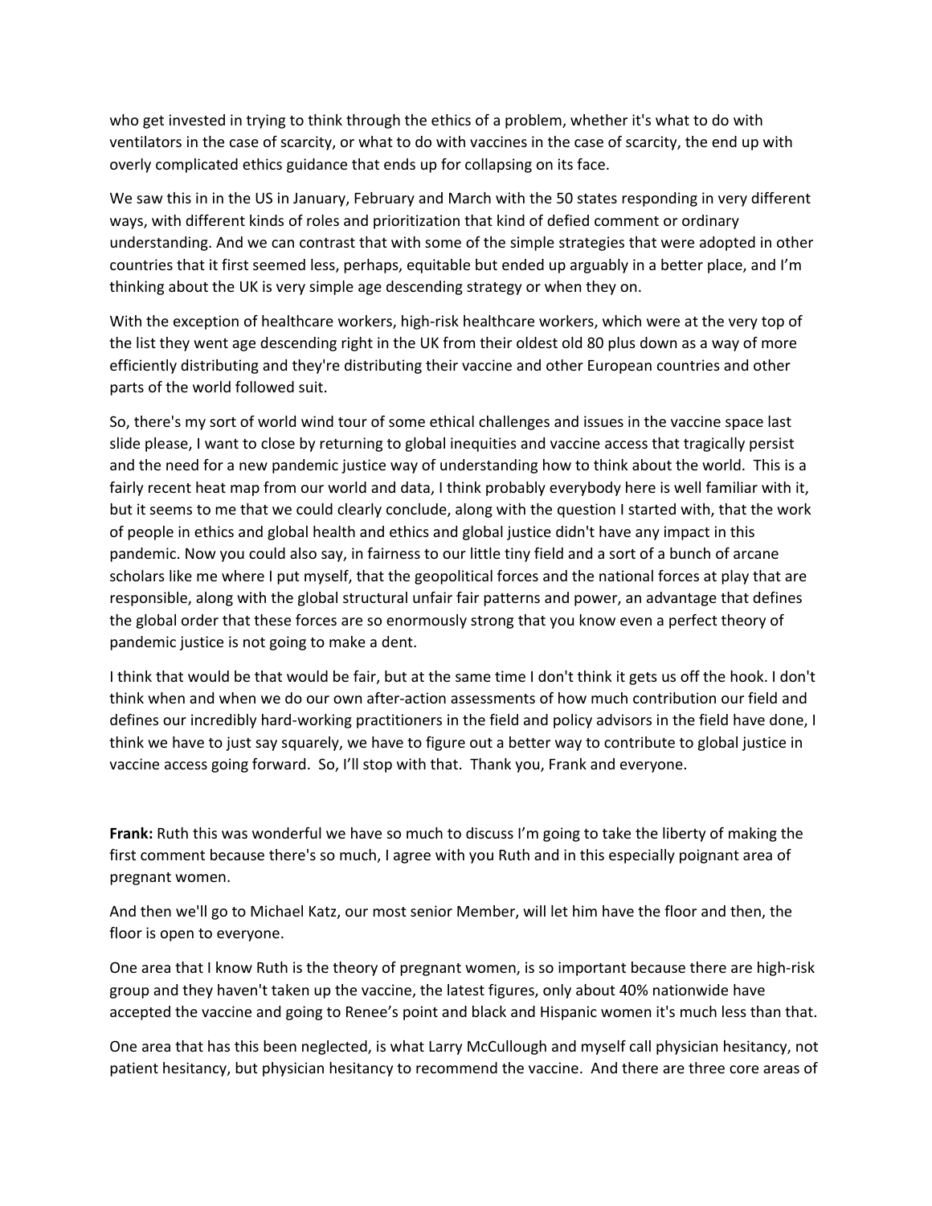who get invested in trying to think through the ethics of a problem, whether it's what to do with ventilators in the case of scarcity, or what to do with vaccines in the case of scarcity, the end up with overly complicated ethics guidance that ends up for collapsing on its face.

We saw this in in the US in January, February and March with the 50 states responding in very different ways, with different kinds of roles and prioritization that kind of defied comment or ordinary understanding. And we can contrast that with some of the simple strategies that were adopted in other countries that it first seemed less, perhaps, equitable but ended up arguably in a better place, and I'm thinking about the UK is very simple age descending strategy or when they on.

With the exception of healthcare workers, high-risk healthcare workers, which were at the very top of the list they went age descending right in the UK from their oldest old 80 plus down as a way of more efficiently distributing and they're distributing their vaccine and other European countries and other parts of the world followed suit.

So, there's my sort of world wind tour of some ethical challenges and issues in the vaccine space last slide please, I want to close by returning to global inequities and vaccine access that tragically persist and the need for a new pandemic justice way of understanding how to think about the world. This is a fairly recent heat map from our world and data, I think probably everybody here is well familiar with it, but it seems to me that we could clearly conclude, along with the question I started with, that the work of people in ethics and global health and ethics and global justice didn't have any impact in this pandemic. Now you could also say, in fairness to our little tiny field and a sort of a bunch of arcane scholars like me where I put myself, that the geopolitical forces and the national forces at play that are responsible, along with the global structural unfair fair patterns and power, an advantage that defines the global order that these forces are so enormously strong that you know even a perfect theory of pandemic justice is not going to make a dent.

I think that would be that would be fair, but at the same time I don't think it gets us off the hook. I don't think when and when we do our own after-action assessments of how much contribution our field and defines our incredibly hard-working practitioners in the field and policy advisors in the field have done, I think we have to just say squarely, we have to figure out a better way to contribute to global justice in vaccine access going forward. So, I'll stop with that. Thank you, Frank and everyone.

**Frank:** Ruth this was wonderful we have so much to discuss I'm going to take the liberty of making the first comment because there's so much, I agree with you Ruth and in this especially poignant area of pregnant women.

And then we'll go to Michael Katz, our most senior Member, will let him have the floor and then, the floor is open to everyone.

One area that I know Ruth is the theory of pregnant women, is so important because there are high-risk group and they haven't taken up the vaccine, the latest figures, only about 40% nationwide have accepted the vaccine and going to Renee's point and black and Hispanic women it's much less than that.

One area that has this been neglected, is what Larry McCullough and myself call physician hesitancy, not patient hesitancy, but physician hesitancy to recommend the vaccine. And there are three core areas of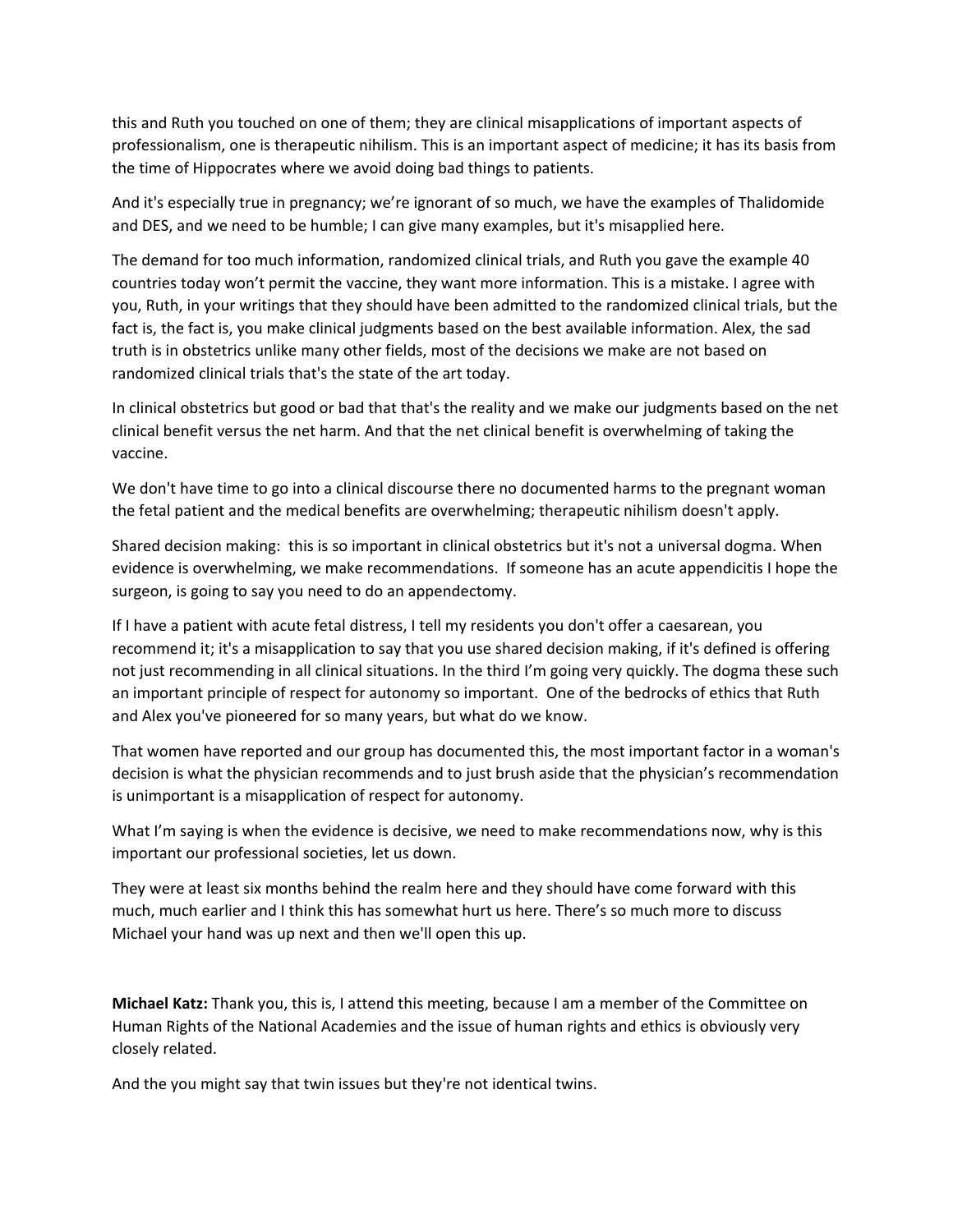this and Ruth you touched on one of them; they are clinical misapplications of important aspects of professionalism, one is therapeutic nihilism. This is an important aspect of medicine; it has its basis from the time of Hippocrates where we avoid doing bad things to patients.

And it's especially true in pregnancy; we're ignorant of so much, we have the examples of Thalidomide and DES, and we need to be humble; I can give many examples, but it's misapplied here.

The demand for too much information, randomized clinical trials, and Ruth you gave the example 40 countries today won't permit the vaccine, they want more information. This is a mistake. I agree with you, Ruth, in your writings that they should have been admitted to the randomized clinical trials, but the fact is, the fact is, you make clinical judgments based on the best available information. Alex, the sad truth is in obstetrics unlike many other fields, most of the decisions we make are not based on randomized clinical trials that's the state of the art today.

In clinical obstetrics but good or bad that that's the reality and we make our judgments based on the net clinical benefit versus the net harm. And that the net clinical benefit is overwhelming of taking the vaccine.

We don't have time to go into a clinical discourse there no documented harms to the pregnant woman the fetal patient and the medical benefits are overwhelming; therapeutic nihilism doesn't apply.

Shared decision making: this is so important in clinical obstetrics but it's not a universal dogma. When evidence is overwhelming, we make recommendations. If someone has an acute appendicitis I hope the surgeon, is going to say you need to do an appendectomy.

If I have a patient with acute fetal distress, I tell my residents you don't offer a caesarean, you recommend it; it's a misapplication to say that you use shared decision making, if it's defined is offering not just recommending in all clinical situations. In the third I'm going very quickly. The dogma these such an important principle of respect for autonomy so important. One of the bedrocks of ethics that Ruth and Alex you've pioneered for so many years, but what do we know.

That women have reported and our group has documented this, the most important factor in a woman's decision is what the physician recommends and to just brush aside that the physician's recommendation is unimportant is a misapplication of respect for autonomy.

What I'm saying is when the evidence is decisive, we need to make recommendations now, why is this important our professional societies, let us down.

They were at least six months behind the realm here and they should have come forward with this much, much earlier and I think this has somewhat hurt us here. There's so much more to discuss Michael your hand was up next and then we'll open this up.

**Michael Katz:** Thank you, this is, I attend this meeting, because I am a member of the Committee on Human Rights of the National Academies and the issue of human rights and ethics is obviously very closely related.

And the you might say that twin issues but they're not identical twins.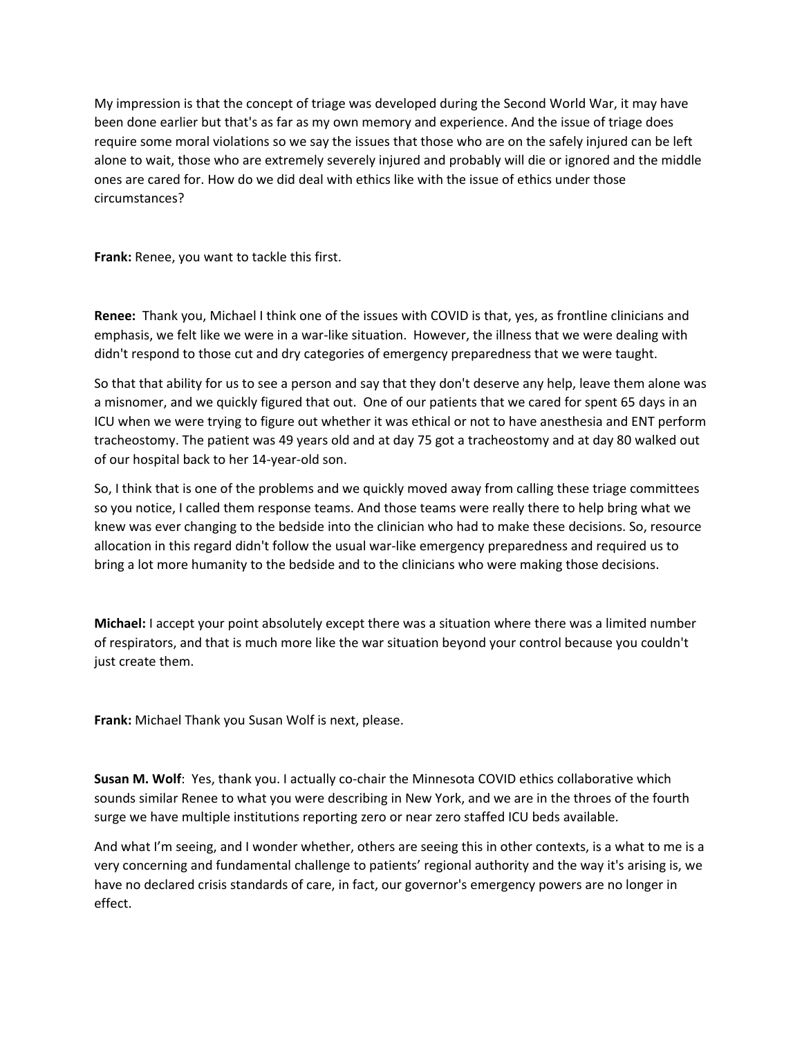My impression is that the concept of triage was developed during the Second World War, it may have been done earlier but that's as far as my own memory and experience. And the issue of triage does require some moral violations so we say the issues that those who are on the safely injured can be left alone to wait, those who are extremely severely injured and probably will die or ignored and the middle ones are cared for. How do we did deal with ethics like with the issue of ethics under those circumstances?

**Frank:** Renee, you want to tackle this first.

**Renee:** Thank you, Michael I think one of the issues with COVID is that, yes, as frontline clinicians and emphasis, we felt like we were in a war-like situation. However, the illness that we were dealing with didn't respond to those cut and dry categories of emergency preparedness that we were taught.

So that that ability for us to see a person and say that they don't deserve any help, leave them alone was a misnomer, and we quickly figured that out. One of our patients that we cared for spent 65 days in an ICU when we were trying to figure out whether it was ethical or not to have anesthesia and ENT perform tracheostomy. The patient was 49 years old and at day 75 got a tracheostomy and at day 80 walked out of our hospital back to her 14-year-old son.

So, I think that is one of the problems and we quickly moved away from calling these triage committees so you notice, I called them response teams. And those teams were really there to help bring what we knew was ever changing to the bedside into the clinician who had to make these decisions. So, resource allocation in this regard didn't follow the usual war-like emergency preparedness and required us to bring a lot more humanity to the bedside and to the clinicians who were making those decisions.

**Michael:** I accept your point absolutely except there was a situation where there was a limited number of respirators, and that is much more like the war situation beyond your control because you couldn't just create them.

**Frank:** Michael Thank you Susan Wolf is next, please.

**Susan M. Wolf**: Yes, thank you. I actually co-chair the Minnesota COVID ethics collaborative which sounds similar Renee to what you were describing in New York, and we are in the throes of the fourth surge we have multiple institutions reporting zero or near zero staffed ICU beds available.

And what I'm seeing, and I wonder whether, others are seeing this in other contexts, is a what to me is a very concerning and fundamental challenge to patients' regional authority and the way it's arising is, we have no declared crisis standards of care, in fact, our governor's emergency powers are no longer in effect.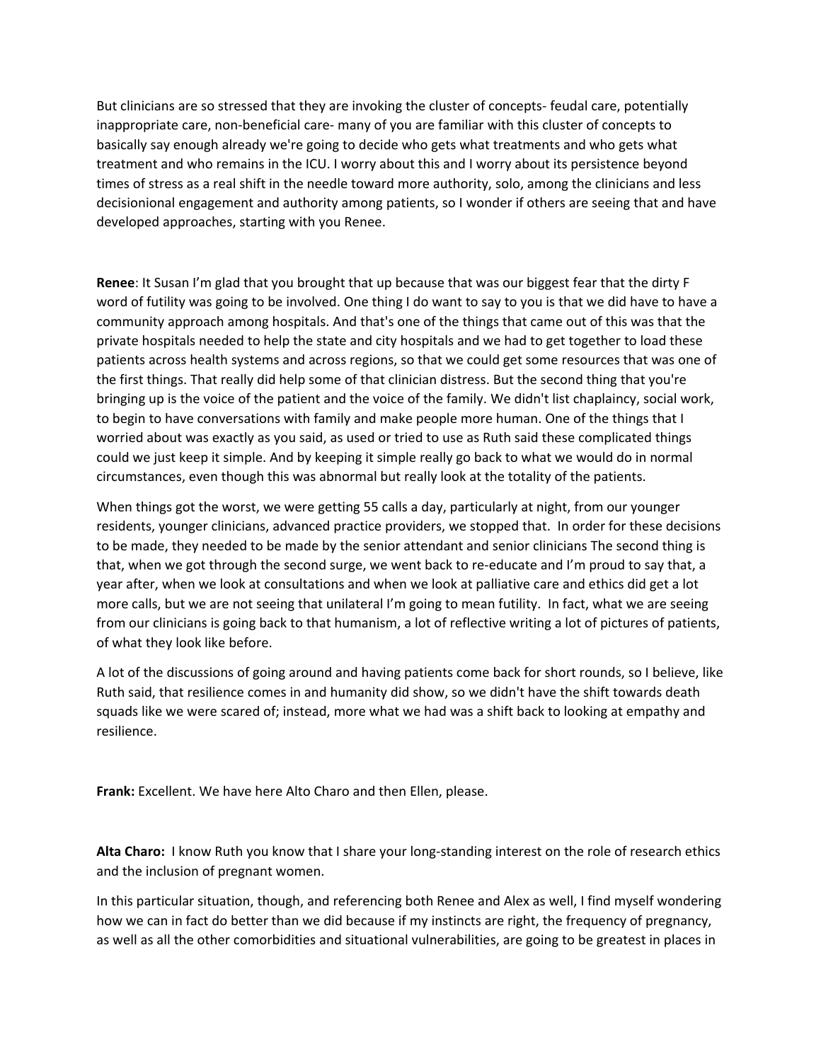But clinicians are so stressed that they are invoking the cluster of concepts- feudal care, potentially inappropriate care, non-beneficial care- many of you are familiar with this cluster of concepts to basically say enough already we're going to decide who gets what treatments and who gets what treatment and who remains in the ICU. I worry about this and I worry about its persistence beyond times of stress as a real shift in the needle toward more authority, solo, among the clinicians and less decisionional engagement and authority among patients, so I wonder if others are seeing that and have developed approaches, starting with you Renee.

**Renee**: It Susan I'm glad that you brought that up because that was our biggest fear that the dirty F word of futility was going to be involved. One thing I do want to say to you is that we did have to have a community approach among hospitals. And that's one of the things that came out of this was that the private hospitals needed to help the state and city hospitals and we had to get together to load these patients across health systems and across regions, so that we could get some resources that was one of the first things. That really did help some of that clinician distress. But the second thing that you're bringing up is the voice of the patient and the voice of the family. We didn't list chaplaincy, social work, to begin to have conversations with family and make people more human. One of the things that I worried about was exactly as you said, as used or tried to use as Ruth said these complicated things could we just keep it simple. And by keeping it simple really go back to what we would do in normal circumstances, even though this was abnormal but really look at the totality of the patients.

When things got the worst, we were getting 55 calls a day, particularly at night, from our younger residents, younger clinicians, advanced practice providers, we stopped that. In order for these decisions to be made, they needed to be made by the senior attendant and senior clinicians The second thing is that, when we got through the second surge, we went back to re-educate and I'm proud to say that, a year after, when we look at consultations and when we look at palliative care and ethics did get a lot more calls, but we are not seeing that unilateral I'm going to mean futility. In fact, what we are seeing from our clinicians is going back to that humanism, a lot of reflective writing a lot of pictures of patients, of what they look like before.

A lot of the discussions of going around and having patients come back for short rounds, so I believe, like Ruth said, that resilience comes in and humanity did show, so we didn't have the shift towards death squads like we were scared of; instead, more what we had was a shift back to looking at empathy and resilience.

**Frank:** Excellent. We have here Alto Charo and then Ellen, please.

**Alta Charo:** I know Ruth you know that I share your long-standing interest on the role of research ethics and the inclusion of pregnant women.

In this particular situation, though, and referencing both Renee and Alex as well, I find myself wondering how we can in fact do better than we did because if my instincts are right, the frequency of pregnancy, as well as all the other comorbidities and situational vulnerabilities, are going to be greatest in places in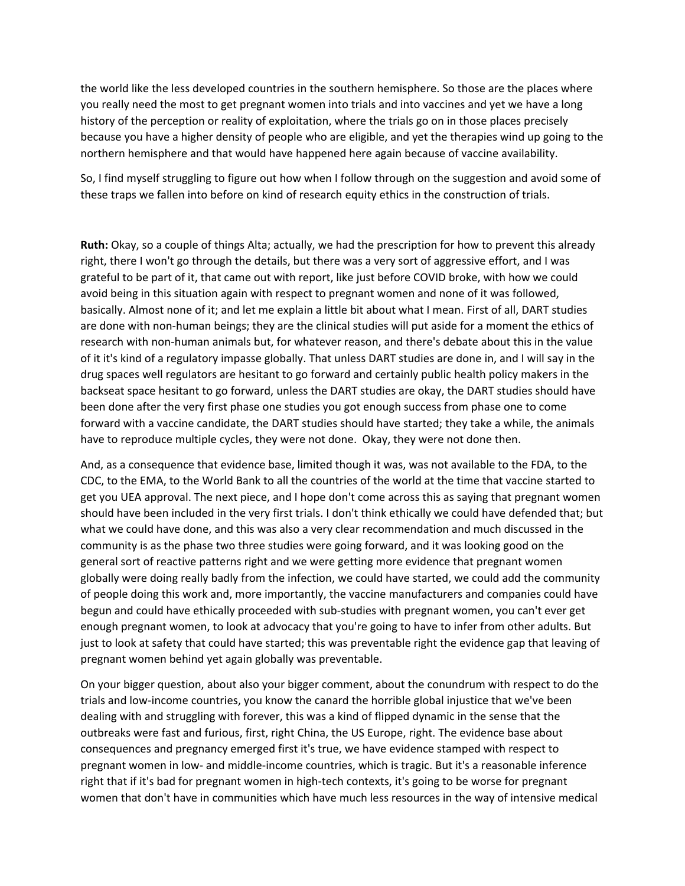the world like the less developed countries in the southern hemisphere. So those are the places where you really need the most to get pregnant women into trials and into vaccines and yet we have a long history of the perception or reality of exploitation, where the trials go on in those places precisely because you have a higher density of people who are eligible, and yet the therapies wind up going to the northern hemisphere and that would have happened here again because of vaccine availability.

So, I find myself struggling to figure out how when I follow through on the suggestion and avoid some of these traps we fallen into before on kind of research equity ethics in the construction of trials.

**Ruth:** Okay, so a couple of things Alta; actually, we had the prescription for how to prevent this already right, there I won't go through the details, but there was a very sort of aggressive effort, and I was grateful to be part of it, that came out with report, like just before COVID broke, with how we could avoid being in this situation again with respect to pregnant women and none of it was followed, basically. Almost none of it; and let me explain a little bit about what I mean. First of all, DART studies are done with non-human beings; they are the clinical studies will put aside for a moment the ethics of research with non-human animals but, for whatever reason, and there's debate about this in the value of it it's kind of a regulatory impasse globally. That unless DART studies are done in, and I will say in the drug spaces well regulators are hesitant to go forward and certainly public health policy makers in the backseat space hesitant to go forward, unless the DART studies are okay, the DART studies should have been done after the very first phase one studies you got enough success from phase one to come forward with a vaccine candidate, the DART studies should have started; they take a while, the animals have to reproduce multiple cycles, they were not done.  Okay, they were not done then.

And, as a consequence that evidence base, limited though it was, was not available to the FDA, to the CDC, to the EMA, to the World Bank to all the countries of the world at the time that vaccine started to get you UEA approval. The next piece, and I hope don't come across this as saying that pregnant women should have been included in the very first trials. I don't think ethically we could have defended that; but what we could have done, and this was also a very clear recommendation and much discussed in the community is as the phase two three studies were going forward, and it was looking good on the general sort of reactive patterns right and we were getting more evidence that pregnant women globally were doing really badly from the infection, we could have started, we could add the community of people doing this work and, more importantly, the vaccine manufacturers and companies could have begun and could have ethically proceeded with sub-studies with pregnant women, you can't ever get enough pregnant women, to look at advocacy that you're going to have to infer from other adults. But just to look at safety that could have started; this was preventable right the evidence gap that leaving of pregnant women behind yet again globally was preventable.

On your bigger question, about also your bigger comment, about the conundrum with respect to do the trials and low-income countries, you know the canard the horrible global injustice that we've been dealing with and struggling with forever, this was a kind of flipped dynamic in the sense that the outbreaks were fast and furious, first, right China, the US Europe, right. The evidence base about consequences and pregnancy emerged first it's true, we have evidence stamped with respect to pregnant women in low- and middle-income countries, which is tragic. But it's a reasonable inference right that if it's bad for pregnant women in high-tech contexts, it's going to be worse for pregnant women that don't have in communities which have much less resources in the way of intensive medical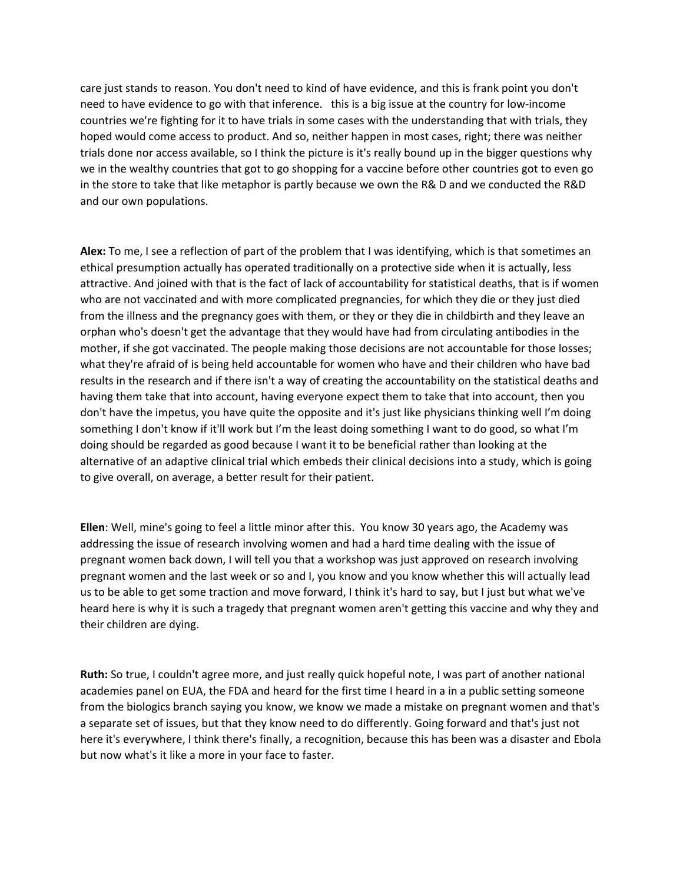care just stands to reason. You don't need to kind of have evidence, and this is frank point you don't need to have evidence to go with that inference.   this is a big issue at the country for low-income countries we're fighting for it to have trials in some cases with the understanding that with trials, they hoped would come access to product. And so, neither happen in most cases, right; there was neither trials done nor access available, so I think the picture is it's really bound up in the bigger questions why we in the wealthy countries that got to go shopping for a vaccine before other countries got to even go in the store to take that like metaphor is partly because we own the R& D and we conducted the R&D and our own populations.

**Alex:** To me, I see a reflection of part of the problem that I was identifying, which is that sometimes an ethical presumption actually has operated traditionally on a protective side when it is actually, less attractive. And joined with that is the fact of lack of accountability for statistical deaths, that is if women who are not vaccinated and with more complicated pregnancies, for which they die or they just died from the illness and the pregnancy goes with them, or they or they die in childbirth and they leave an orphan who's doesn't get the advantage that they would have had from circulating antibodies in the mother, if she got vaccinated. The people making those decisions are not accountable for those losses; what they're afraid of is being held accountable for women who have and their children who have bad results in the research and if there isn't a way of creating the accountability on the statistical deaths and having them take that into account, having everyone expect them to take that into account, then you don't have the impetus, you have quite the opposite and it's just like physicians thinking well I'm doing something I don't know if it'll work but I'm the least doing something I want to do good, so what I'm doing should be regarded as good because I want it to be beneficial rather than looking at the alternative of an adaptive clinical trial which embeds their clinical decisions into a study, which is going to give overall, on average, a better result for their patient.

**Ellen**: Well, mine's going to feel a little minor after this.  You know 30 years ago, the Academy was addressing the issue of research involving women and had a hard time dealing with the issue of pregnant women back down, I will tell you that a workshop was just approved on research involving pregnant women and the last week or so and I, you know and you know whether this will actually lead us to be able to get some traction and move forward, I think it's hard to say, but I just but what we've heard here is why it is such a tragedy that pregnant women aren't getting this vaccine and why they and their children are dying.

**Ruth:** So true, I couldn't agree more, and just really quick hopeful note, I was part of another national academies panel on EUA, the FDA and heard for the first time I heard in a in a public setting someone from the biologics branch saying you know, we know we made a mistake on pregnant women and that's a separate set of issues, but that they know need to do differently. Going forward and that's just not here it's everywhere, I think there's finally, a recognition, because this has been was a disaster and Ebola but now what's it like a more in your face to faster.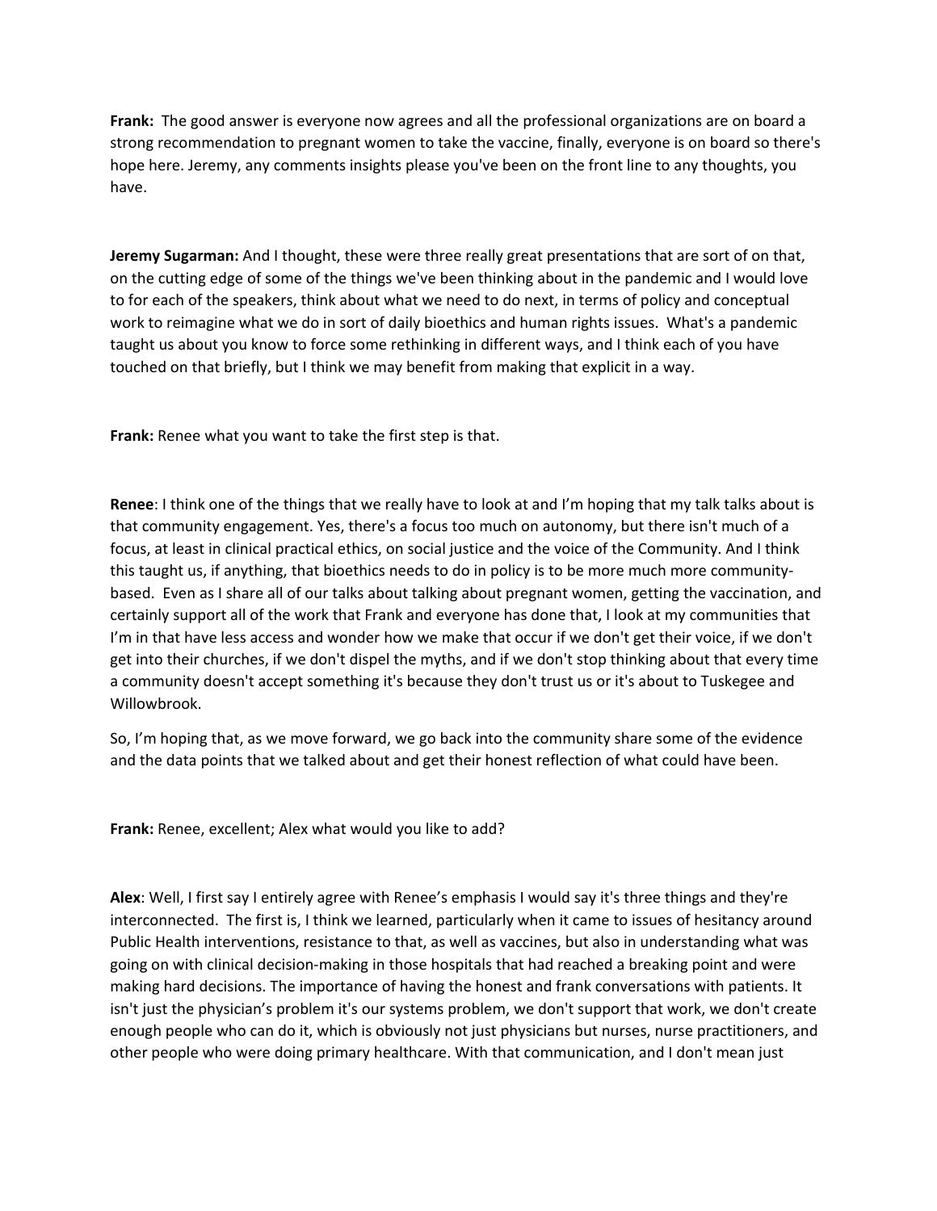**Frank:** The good answer is everyone now agrees and all the professional organizations are on board a strong recommendation to pregnant women to take the vaccine, finally, everyone is on board so there's hope here. Jeremy, any comments insights please you've been on the front line to any thoughts, you have.

**Jeremy Sugarman:** And I thought, these were three really great presentations that are sort of on that, on the cutting edge of some of the things we've been thinking about in the pandemic and I would love to for each of the speakers, think about what we need to do next, in terms of policy and conceptual work to reimagine what we do in sort of daily bioethics and human rights issues. What's a pandemic taught us about you know to force some rethinking in different ways, and I think each of you have touched on that briefly, but I think we may benefit from making that explicit in a way.

**Frank:** Renee what you want to take the first step is that.

**Renee**: I think one of the things that we really have to look at and I'm hoping that my talk talks about is that community engagement. Yes, there's a focus too much on autonomy, but there isn't much of a focus, at least in clinical practical ethics, on social justice and the voice of the Community. And I think this taught us, if anything, that bioethics needs to do in policy is to be more much more community-based. Even as I share all of our talks about talking about pregnant women, getting the vaccination, and certainly support all of the work that Frank and everyone has done that, I look at my communities that I'm in that have less access and wonder how we make that occur if we don't get their voice, if we don't get into their churches, if we don't dispel the myths, and if we don't stop thinking about that every time a community doesn't accept something it's because they don't trust us or it's about to Tuskegee and Willowbrook.

So, I'm hoping that, as we move forward, we go back into the community share some of the evidence and the data points that we talked about and get their honest reflection of what could have been.

**Frank:** Renee, excellent; Alex what would you like to add?

**Alex**: Well, I first say I entirely agree with Renee's emphasis I would say it's three things and they're interconnected. The first is, I think we learned, particularly when it came to issues of hesitancy around Public Health interventions, resistance to that, as well as vaccines, but also in understanding what was going on with clinical decision-making in those hospitals that had reached a breaking point and were making hard decisions. The importance of having the honest and frank conversations with patients. It isn't just the physician's problem it's our systems problem, we don't support that work, we don't create enough people who can do it, which is obviously not just physicians but nurses, nurse practitioners, and other people who were doing primary healthcare. With that communication, and I don't mean just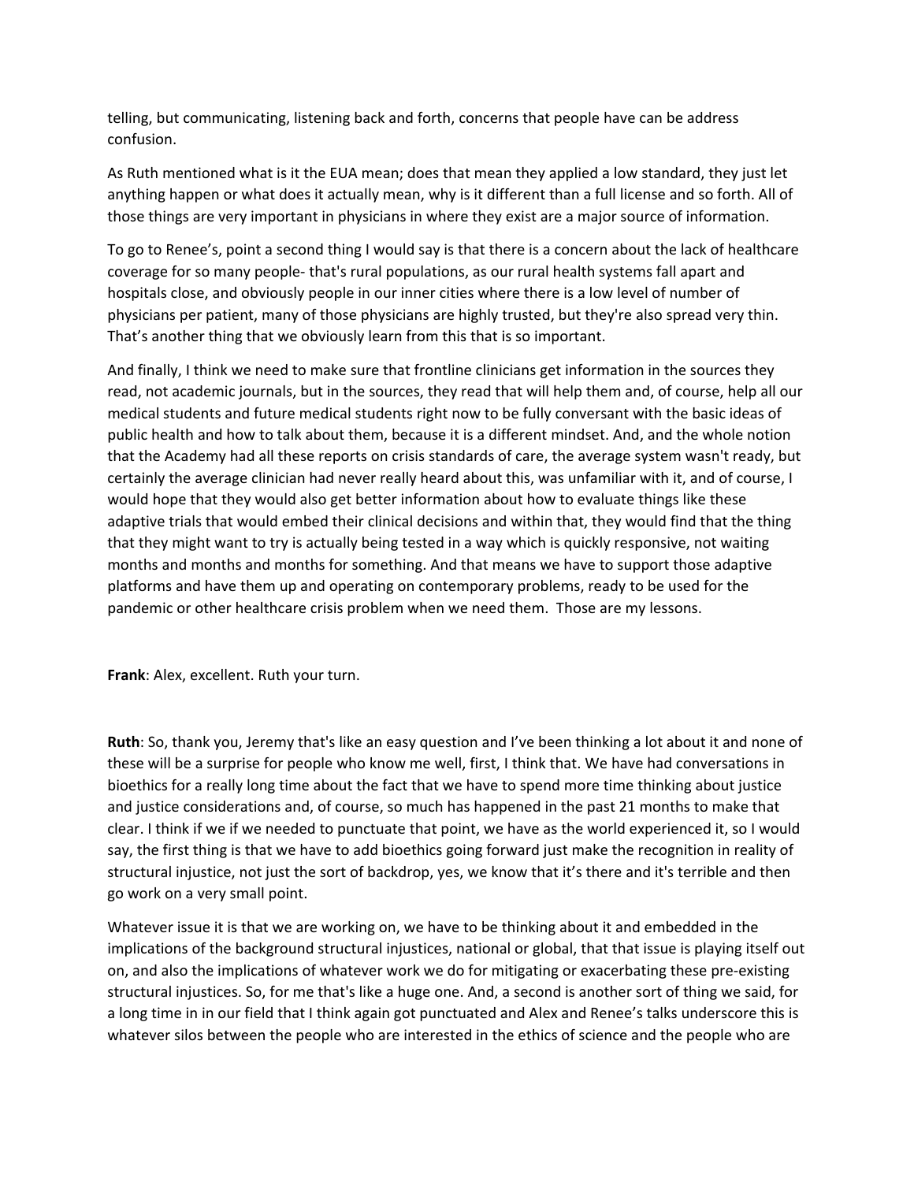telling, but communicating, listening back and forth, concerns that people have can be address confusion.

As Ruth mentioned what is it the EUA mean; does that mean they applied a low standard, they just let anything happen or what does it actually mean, why is it different than a full license and so forth. All of those things are very important in physicians in where they exist are a major source of information.

To go to Renee's, point a second thing I would say is that there is a concern about the lack of healthcare coverage for so many people- that's rural populations, as our rural health systems fall apart and hospitals close, and obviously people in our inner cities where there is a low level of number of physicians per patient, many of those physicians are highly trusted, but they're also spread very thin. That's another thing that we obviously learn from this that is so important.

And finally, I think we need to make sure that frontline clinicians get information in the sources they read, not academic journals, but in the sources, they read that will help them and, of course, help all our medical students and future medical students right now to be fully conversant with the basic ideas of public health and how to talk about them, because it is a different mindset. And, and the whole notion that the Academy had all these reports on crisis standards of care, the average system wasn't ready, but certainly the average clinician had never really heard about this, was unfamiliar with it, and of course, I would hope that they would also get better information about how to evaluate things like these adaptive trials that would embed their clinical decisions and within that, they would find that the thing that they might want to try is actually being tested in a way which is quickly responsive, not waiting months and months and months for something. And that means we have to support those adaptive platforms and have them up and operating on contemporary problems, ready to be used for the pandemic or other healthcare crisis problem when we need them. Those are my lessons.

**Frank**: Alex, excellent. Ruth your turn.

**Ruth**: So, thank you, Jeremy that's like an easy question and I've been thinking a lot about it and none of these will be a surprise for people who know me well, first, I think that. We have had conversations in bioethics for a really long time about the fact that we have to spend more time thinking about justice and justice considerations and, of course, so much has happened in the past 21 months to make that clear. I think if we if we needed to punctuate that point, we have as the world experienced it, so I would say, the first thing is that we have to add bioethics going forward just make the recognition in reality of structural injustice, not just the sort of backdrop, yes, we know that it's there and it's terrible and then go work on a very small point.

Whatever issue it is that we are working on, we have to be thinking about it and embedded in the implications of the background structural injustices, national or global, that that issue is playing itself out on, and also the implications of whatever work we do for mitigating or exacerbating these pre-existing structural injustices. So, for me that's like a huge one. And, a second is another sort of thing we said, for a long time in in our field that I think again got punctuated and Alex and Renee's talks underscore this is whatever silos between the people who are interested in the ethics of science and the people who are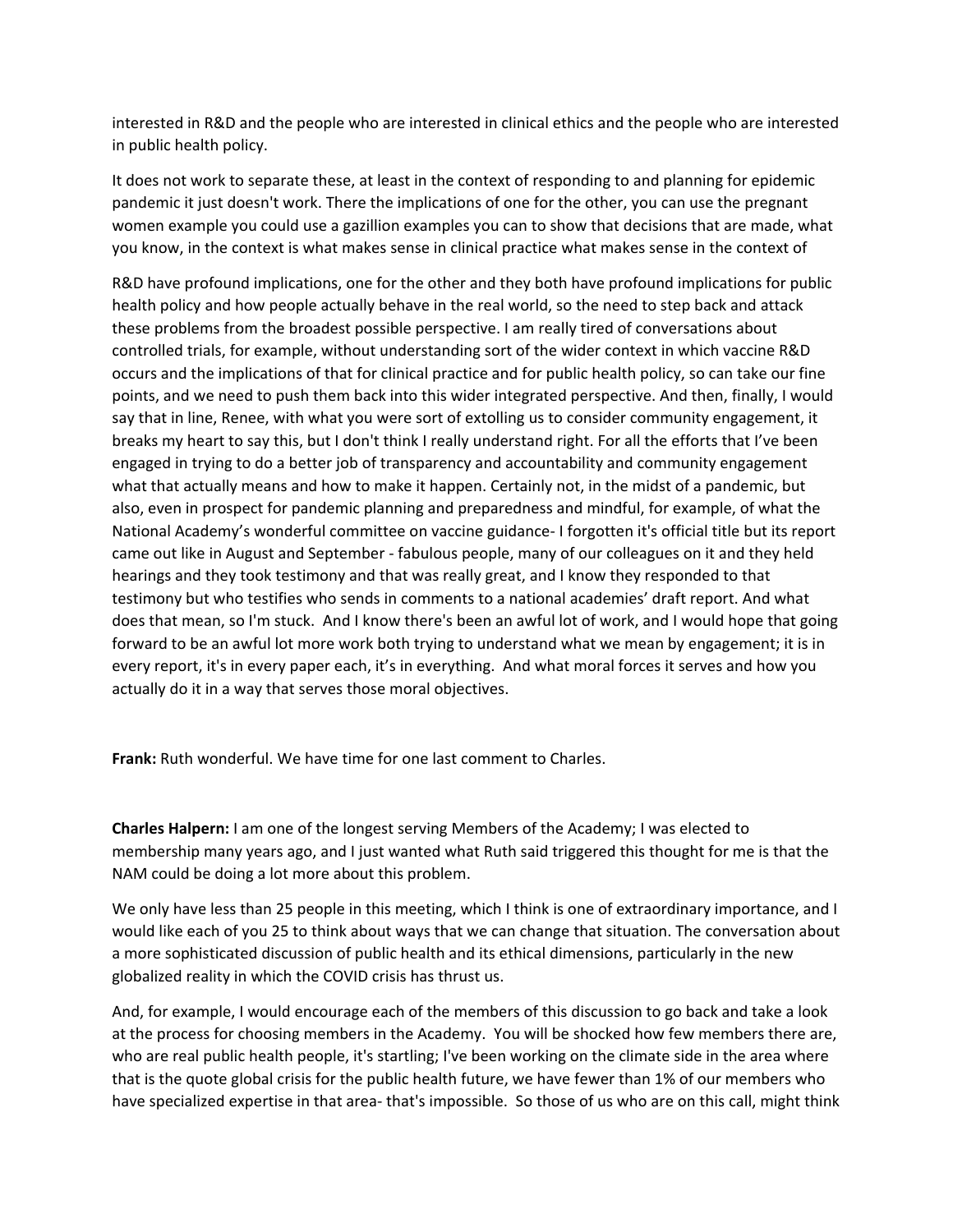interested in R&D and the people who are interested in clinical ethics and the people who are interested in public health policy.

It does not work to separate these, at least in the context of responding to and planning for epidemic pandemic it just doesn't work. There the implications of one for the other, you can use the pregnant women example you could use a gazillion examples you can to show that decisions that are made, what you know, in the context is what makes sense in clinical practice what makes sense in the context of

R&D have profound implications, one for the other and they both have profound implications for public health policy and how people actually behave in the real world, so the need to step back and attack these problems from the broadest possible perspective. I am really tired of conversations about controlled trials, for example, without understanding sort of the wider context in which vaccine R&D occurs and the implications of that for clinical practice and for public health policy, so can take our fine points, and we need to push them back into this wider integrated perspective. And then, finally, I would say that in line, Renee, with what you were sort of extolling us to consider community engagement, it breaks my heart to say this, but I don't think I really understand right. For all the efforts that I've been engaged in trying to do a better job of transparency and accountability and community engagement what that actually means and how to make it happen. Certainly not, in the midst of a pandemic, but also, even in prospect for pandemic planning and preparedness and mindful, for example, of what the National Academy's wonderful committee on vaccine guidance- I forgotten it's official title but its report came out like in August and September - fabulous people, many of our colleagues on it and they held hearings and they took testimony and that was really great, and I know they responded to that testimony but who testifies who sends in comments to a national academies' draft report. And what does that mean, so I'm stuck. And I know there's been an awful lot of work, and I would hope that going forward to be an awful lot more work both trying to understand what we mean by engagement; it is in every report, it's in every paper each, it's in everything. And what moral forces it serves and how you actually do it in a way that serves those moral objectives.

**Frank:** Ruth wonderful. We have time for one last comment to Charles.

**Charles Halpern:** I am one of the longest serving Members of the Academy; I was elected to membership many years ago, and I just wanted what Ruth said triggered this thought for me is that the NAM could be doing a lot more about this problem.

We only have less than 25 people in this meeting, which I think is one of extraordinary importance, and I would like each of you 25 to think about ways that we can change that situation. The conversation about a more sophisticated discussion of public health and its ethical dimensions, particularly in the new globalized reality in which the COVID crisis has thrust us.

And, for example, I would encourage each of the members of this discussion to go back and take a look at the process for choosing members in the Academy. You will be shocked how few members there are, who are real public health people, it's startling; I've been working on the climate side in the area where that is the quote global crisis for the public health future, we have fewer than 1% of our members who have specialized expertise in that area- that's impossible. So those of us who are on this call, might think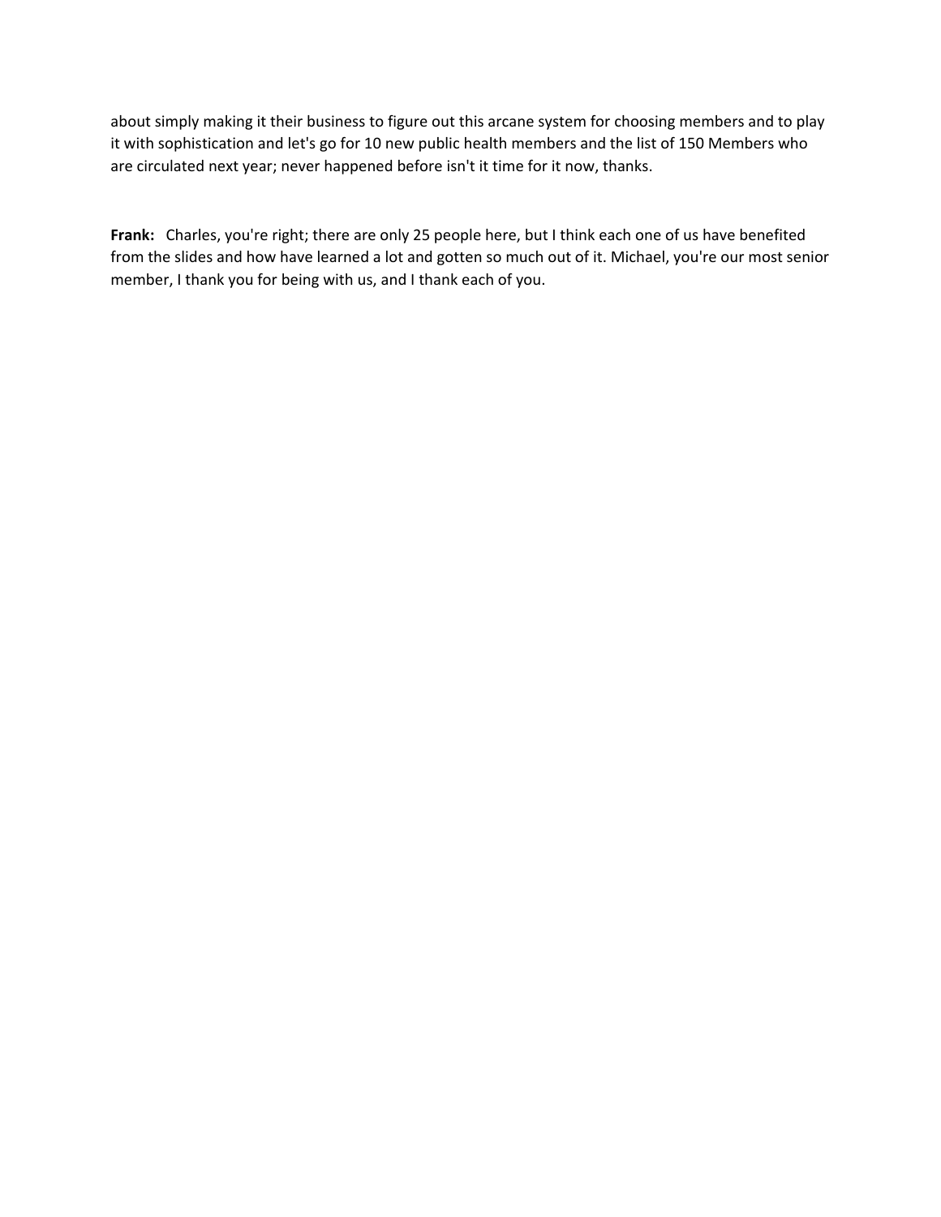about simply making it their business to figure out this arcane system for choosing members and to play it with sophistication and let's go for 10 new public health members and the list of 150 Members who are circulated next year; never happened before isn't it time for it now, thanks.

**Frank:** Charles, you're right; there are only 25 people here, but I think each one of us have benefited from the slides and how have learned a lot and gotten so much out of it. Michael, you're our most senior member, I thank you for being with us, and I thank each of you.